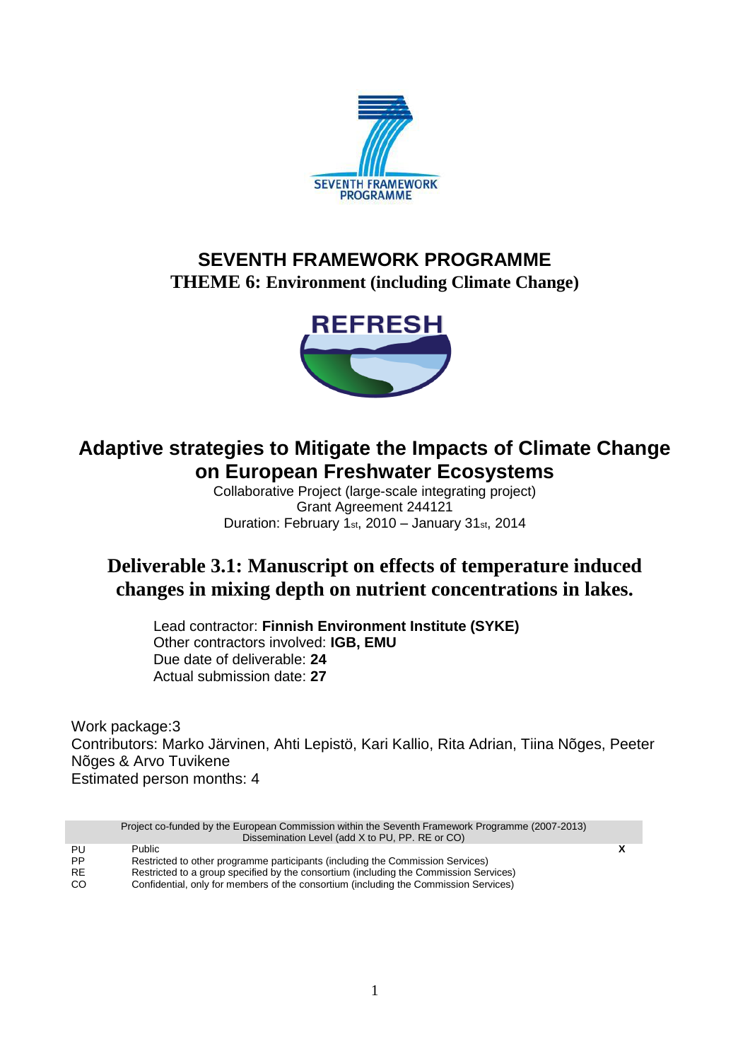# SEVENTH FRAMEWORK PROGRAMME

**THEME 6: Environment (including Climate Change)**

# Adaptive strategies to Mitigate the Impacts of Climate Change on European Freshwater Ecosystems

Collaborative Project (large-scale integrating project)
Grant Agreement 244121
Duration: February 1st, 2010 – January 31st, 2014

## Deliverable 3.1: Manuscript on effects of temperature induced changes in mixing depth on nutrient concentrations in lakes.

Lead contractor: **Finnish Environment Institute (SYKE)**
Other contractors involved: **IGB, EMU**
Due date of deliverable: **24**
Actual submission date: **27**

Work package:3
Contributors: Marko Järvinen, Ahti Lepistö, Kari Kallio, Rita Adrian, Tiina Nõges, Peeter Nõges & Arvo Tuvikene
Estimated person months: 4

| Project co-funded by the European Commission within the Seventh Framework Programme (2007-2013) Dissemination Level (add X to PU, PP. RE or CO) | | |
|---|---|---|
| PU | Public | X |
| PP | Restricted to other programme participants (including the Commission Services) | |
| RE | Restricted to a group specified by the consortium (including the Commission Services) | |
| CO | Confidential, only for members of the consortium (including the Commission Services) | |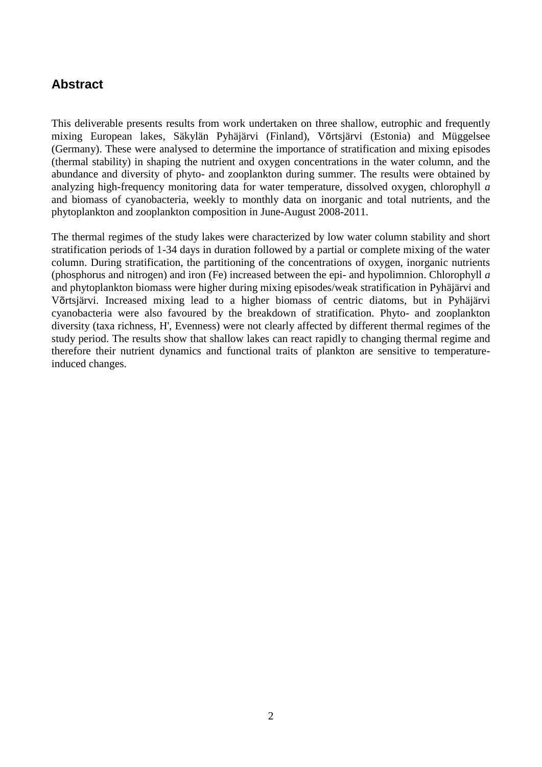## Abstract

This deliverable presents results from work undertaken on three shallow, eutrophic and frequently mixing European lakes, Säkylän Pyhäjärvi (Finland), Võrtsjärvi (Estonia) and Müggelsee (Germany). These were analysed to determine the importance of stratification and mixing episodes (thermal stability) in shaping the nutrient and oxygen concentrations in the water column, and the abundance and diversity of phyto- and zooplankton during summer. The results were obtained by analyzing high-frequency monitoring data for water temperature, dissolved oxygen, chlorophyll *a* and biomass of cyanobacteria, weekly to monthly data on inorganic and total nutrients, and the phytoplankton and zooplankton composition in June-August 2008-2011.

The thermal regimes of the study lakes were characterized by low water column stability and short stratification periods of 1-34 days in duration followed by a partial or complete mixing of the water column. During stratification, the partitioning of the concentrations of oxygen, inorganic nutrients (phosphorus and nitrogen) and iron (Fe) increased between the epi- and hypolimnion. Chlorophyll *a* and phytoplankton biomass were higher during mixing episodes/weak stratification in Pyhäjärvi and Võrtsjärvi. Increased mixing lead to a higher biomass of centric diatoms, but in Pyhäjärvi cyanobacteria were also favoured by the breakdown of stratification. Phyto- and zooplankton diversity (taxa richness, H', Evenness) were not clearly affected by different thermal regimes of the study period. The results show that shallow lakes can react rapidly to changing thermal regime and therefore their nutrient dynamics and functional traits of plankton are sensitive to temperature-induced changes.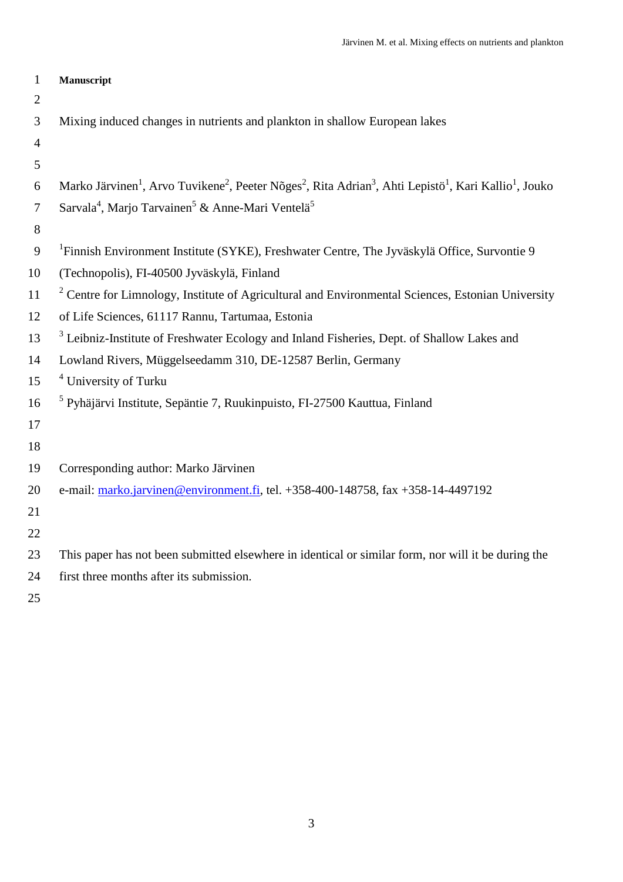**Manuscript**

Mixing induced changes in nutrients and plankton in shallow European lakes

Marko Järvinen[1], Arvo Tuvikene[2], Peeter Nõges[2], Rita Adrian[3], Ahti Lepistö[1], Kari Kallio[1], Jouko Sarvala[4], Marjo Tarvainen[5] & Anne-Mari Ventelä[5]

[1]Finnish Environment Institute (SYKE), Freshwater Centre, The Jyväskylä Office, Survontie 9 (Technopolis), FI-40500 Jyväskylä, Finland

[2] Centre for Limnology, Institute of Agricultural and Environmental Sciences, Estonian University of Life Sciences, 61117 Rannu, Tartumaa, Estonia

[3] Leibniz-Institute of Freshwater Ecology and Inland Fisheries, Dept. of Shallow Lakes and Lowland Rivers, Müggelseedamm 310, DE-12587 Berlin, Germany

[4] University of Turku

[5] Pyhäjärvi Institute, Sepäntie 7, Ruukinpuisto, FI-27500 Kauttua, Finland

Corresponding author: Marko Järvinen

e-mail: marko.jarvinen@environment.fi, tel. +358-400-148758, fax +358-14-4497192

This paper has not been submitted elsewhere in identical or similar form, nor will it be during the first three months after its submission.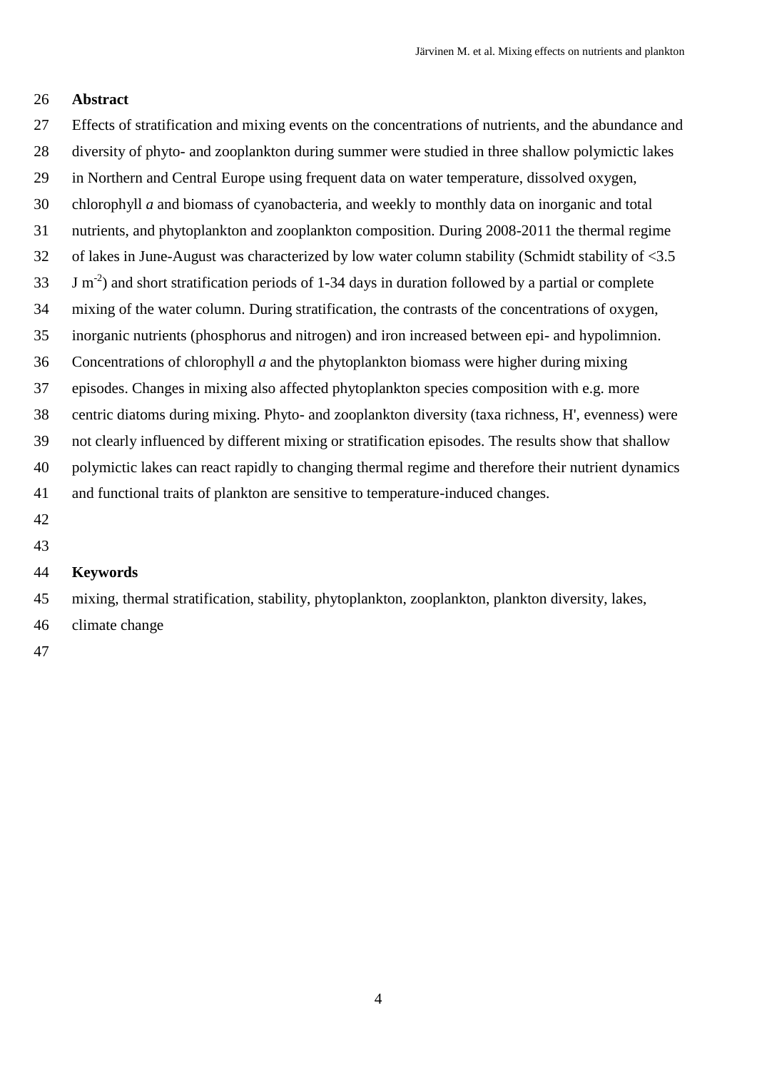## Abstract

Effects of stratification and mixing events on the concentrations of nutrients, and the abundance and diversity of phyto- and zooplankton during summer were studied in three shallow polymictic lakes in Northern and Central Europe using frequent data on water temperature, dissolved oxygen, chlorophyll *a* and biomass of cyanobacteria, and weekly to monthly data on inorganic and total nutrients, and phytoplankton and zooplankton composition. During 2008-2011 the thermal regime of lakes in June-August was characterized by low water column stability (Schmidt stability of <3.5 J $m^{-2}$) and short stratification periods of 1-34 days in duration followed by a partial or complete mixing of the water column. During stratification, the contrasts of the concentrations of oxygen, inorganic nutrients (phosphorus and nitrogen) and iron increased between epi- and hypolimnion. Concentrations of chlorophyll *a* and the phytoplankton biomass were higher during mixing episodes. Changes in mixing also affected phytoplankton species composition with e.g. more centric diatoms during mixing. Phyto- and zooplankton diversity (taxa richness, H', evenness) were not clearly influenced by different mixing or stratification episodes. The results show that shallow polymictic lakes can react rapidly to changing thermal regime and therefore their nutrient dynamics and functional traits of plankton are sensitive to temperature-induced changes.

## Keywords

mixing, thermal stratification, stability, phytoplankton, zooplankton, plankton diversity, lakes, climate change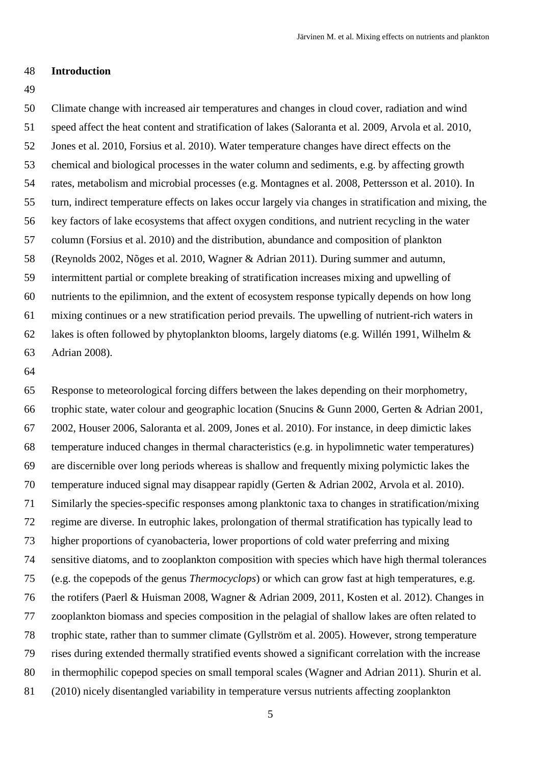## Introduction

Climate change with increased air temperatures and changes in cloud cover, radiation and wind speed affect the heat content and stratification of lakes (Saloranta et al. 2009, Arvola et al. 2010, Jones et al. 2010, Forsius et al. 2010). Water temperature changes have direct effects on the chemical and biological processes in the water column and sediments, e.g. by affecting growth rates, metabolism and microbial processes (e.g. Montagnes et al. 2008, Pettersson et al. 2010). In turn, indirect temperature effects on lakes occur largely via changes in stratification and mixing, the key factors of lake ecosystems that affect oxygen conditions, and nutrient recycling in the water column (Forsius et al. 2010) and the distribution, abundance and composition of plankton (Reynolds 2002, Nõges et al. 2010, Wagner & Adrian 2011). During summer and autumn, intermittent partial or complete breaking of stratification increases mixing and upwelling of nutrients to the epilimnion, and the extent of ecosystem response typically depends on how long mixing continues or a new stratification period prevails. The upwelling of nutrient-rich waters in lakes is often followed by phytoplankton blooms, largely diatoms (e.g. Willén 1991, Wilhelm & Adrian 2008).

Response to meteorological forcing differs between the lakes depending on their morphometry, trophic state, water colour and geographic location (Snucins & Gunn 2000, Gerten & Adrian 2001, 2002, Houser 2006, Saloranta et al. 2009, Jones et al. 2010). For instance, in deep dimictic lakes temperature induced changes in thermal characteristics (e.g. in hypolimnetic water temperatures) are discernible over long periods whereas is shallow and frequently mixing polymictic lakes the temperature induced signal may disappear rapidly (Gerten & Adrian 2002, Arvola et al. 2010). Similarly the species-specific responses among planktonic taxa to changes in stratification/mixing regime are diverse. In eutrophic lakes, prolongation of thermal stratification has typically lead to higher proportions of cyanobacteria, lower proportions of cold water preferring and mixing sensitive diatoms, and to zooplankton composition with species which have high thermal tolerances (e.g. the copepods of the genus *Thermocyclops*) or which can grow fast at high temperatures, e.g. the rotifers (Paerl & Huisman 2008, Wagner & Adrian 2009, 2011, Kosten et al. 2012). Changes in zooplankton biomass and species composition in the pelagial of shallow lakes are often related to trophic state, rather than to summer climate (Gyllström et al. 2005). However, strong temperature rises during extended thermally stratified events showed a significant correlation with the increase in thermophilic copepod species on small temporal scales (Wagner and Adrian 2011). Shurin et al. (2010) nicely disentangled variability in temperature versus nutrients affecting zooplankton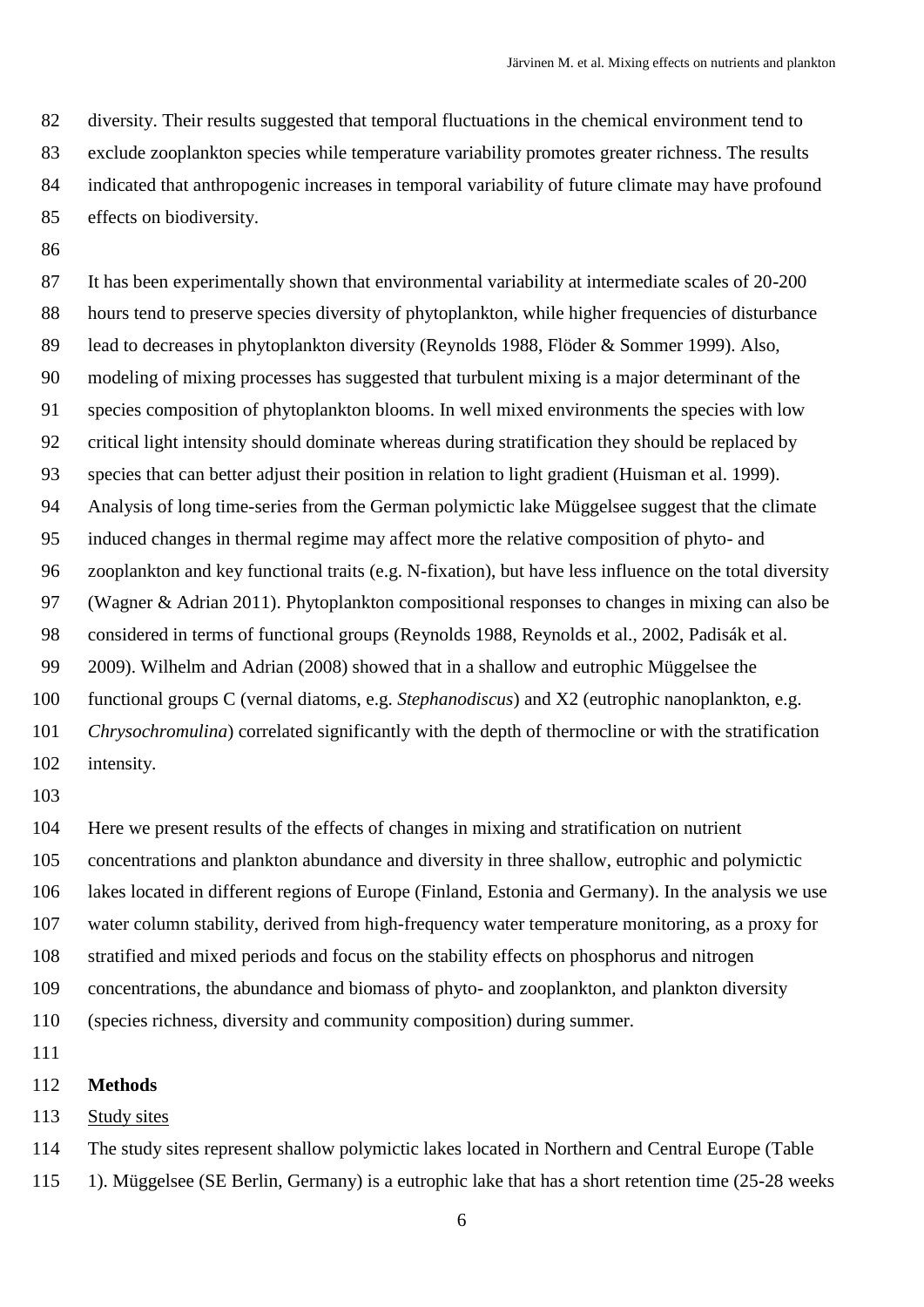diversity. Their results suggested that temporal fluctuations in the chemical environment tend to exclude zooplankton species while temperature variability promotes greater richness. The results indicated that anthropogenic increases in temporal variability of future climate may have profound effects on biodiversity.

It has been experimentally shown that environmental variability at intermediate scales of 20-200 hours tend to preserve species diversity of phytoplankton, while higher frequencies of disturbance lead to decreases in phytoplankton diversity (Reynolds 1988, Flöder & Sommer 1999). Also, modeling of mixing processes has suggested that turbulent mixing is a major determinant of the species composition of phytoplankton blooms. In well mixed environments the species with low critical light intensity should dominate whereas during stratification they should be replaced by species that can better adjust their position in relation to light gradient (Huisman et al. 1999). Analysis of long time-series from the German polymictic lake Müggelsee suggest that the climate induced changes in thermal regime may affect more the relative composition of phyto- and zooplankton and key functional traits (e.g. N-fixation), but have less influence on the total diversity (Wagner & Adrian 2011). Phytoplankton compositional responses to changes in mixing can also be considered in terms of functional groups (Reynolds 1988, Reynolds et al., 2002, Padisák et al. 2009). Wilhelm and Adrian (2008) showed that in a shallow and eutrophic Müggelsee the functional groups C (vernal diatoms, e.g. *Stephanodiscus*) and X2 (eutrophic nanoplankton, e.g. *Chrysochromulina*) correlated significantly with the depth of thermocline or with the stratification intensity.

Here we present results of the effects of changes in mixing and stratification on nutrient concentrations and plankton abundance and diversity in three shallow, eutrophic and polymictic lakes located in different regions of Europe (Finland, Estonia and Germany). In the analysis we use water column stability, derived from high-frequency water temperature monitoring, as a proxy for stratified and mixed periods and focus on the stability effects on phosphorus and nitrogen concentrations, the abundance and biomass of phyto- and zooplankton, and plankton diversity (species richness, diversity and community composition) during summer.

## Methods

### Study sites

The study sites represent shallow polymictic lakes located in Northern and Central Europe (Table 1). Müggelsee (SE Berlin, Germany) is a eutrophic lake that has a short retention time (25-28 weeks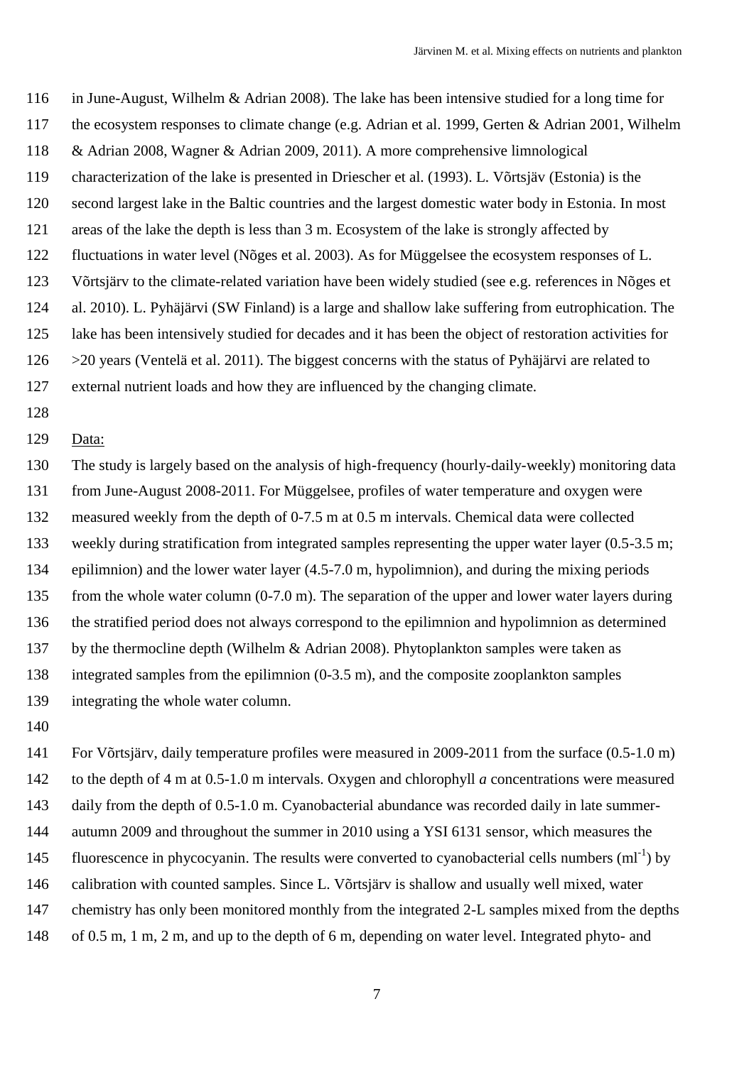in June-August, Wilhelm & Adrian 2008). The lake has been intensive studied for a long time for the ecosystem responses to climate change (e.g. Adrian et al. 1999, Gerten & Adrian 2001, Wilhelm & Adrian 2008, Wagner & Adrian 2009, 2011). A more comprehensive limnological characterization of the lake is presented in Driescher et al. (1993). L. Võrtsjäv (Estonia) is the second largest lake in the Baltic countries and the largest domestic water body in Estonia. In most areas of the lake the depth is less than 3 m. Ecosystem of the lake is strongly affected by fluctuations in water level (Nõges et al. 2003). As for Müggelsee the ecosystem responses of L. Võrtsjärv to the climate-related variation have been widely studied (see e.g. references in Nõges et al. 2010). L. Pyhäjärvi (SW Finland) is a large and shallow lake suffering from eutrophication. The lake has been intensively studied for decades and it has been the object of restoration activities for >20 years (Ventelä et al. 2011). The biggest concerns with the status of Pyhäjärvi are related to external nutrient loads and how they are influenced by the changing climate.

Data:

The study is largely based on the analysis of high-frequency (hourly-daily-weekly) monitoring data from June-August 2008-2011. For Müggelsee, profiles of water temperature and oxygen were measured weekly from the depth of 0-7.5 m at 0.5 m intervals. Chemical data were collected weekly during stratification from integrated samples representing the upper water layer (0.5-3.5 m; epilimnion) and the lower water layer (4.5-7.0 m, hypolimnion), and during the mixing periods from the whole water column (0-7.0 m). The separation of the upper and lower water layers during the stratified period does not always correspond to the epilimnion and hypolimnion as determined by the thermocline depth (Wilhelm & Adrian 2008). Phytoplankton samples were taken as integrated samples from the epilimnion (0-3.5 m), and the composite zooplankton samples integrating the whole water column.

For Võrtsjärv, daily temperature profiles were measured in 2009-2011 from the surface (0.5-1.0 m) to the depth of 4 m at 0.5-1.0 m intervals. Oxygen and chlorophyll *a* concentrations were measured daily from the depth of 0.5-1.0 m. Cyanobacterial abundance was recorded daily in late summer-autumn 2009 and throughout the summer in 2010 using a YSI 6131 sensor, which measures the fluorescence in phycocyanin. The results were converted to cyanobacterial cells numbers ($ml^{-1}$) by calibration with counted samples. Since L. Võrtsjärv is shallow and usually well mixed, water chemistry has only been monitored monthly from the integrated 2-L samples mixed from the depths of 0.5 m, 1 m, 2 m, and up to the depth of 6 m, depending on water level. Integrated phyto- and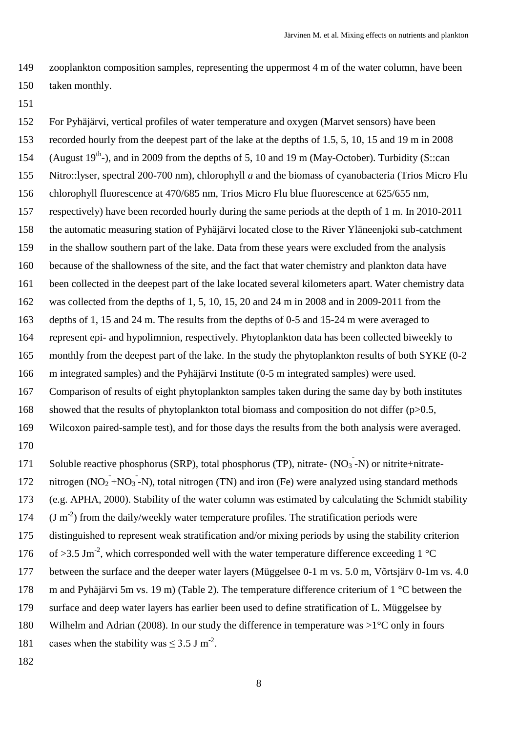zooplankton composition samples, representing the uppermost 4 m of the water column, have been taken monthly.

For Pyhäjärvi, vertical profiles of water temperature and oxygen (Marvet sensors) have been recorded hourly from the deepest part of the lake at the depths of 1.5, 5, 10, 15 and 19 m in 2008 (August 19$^{th}$-), and in 2009 from the depths of 5, 10 and 19 m (May-October). Turbidity (S::can Nitro::lyser, spectral 200-700 nm), chlorophyll *a* and the biomass of cyanobacteria (Trios Micro Flu chlorophyll fluorescence at 470/685 nm, Trios Micro Flu blue fluorescence at 625/655 nm, respectively) have been recorded hourly during the same periods at the depth of 1 m. In 2010-2011 the automatic measuring station of Pyhäjärvi located close to the River Yläneenjoki sub-catchment in the shallow southern part of the lake. Data from these years were excluded from the analysis because of the shallowness of the site, and the fact that water chemistry and plankton data have been collected in the deepest part of the lake located several kilometers apart. Water chemistry data was collected from the depths of 1, 5, 10, 15, 20 and 24 m in 2008 and in 2009-2011 from the depths of 1, 15 and 24 m. The results from the depths of 0-5 and 15-24 m were averaged to represent epi- and hypolimnion, respectively. Phytoplankton data has been collected biweekly to monthly from the deepest part of the lake. In the study the phytoplankton results of both SYKE (0-2 m integrated samples) and the Pyhäjärvi Institute (0-5 m integrated samples) were used. Comparison of results of eight phytoplankton samples taken during the same day by both institutes showed that the results of phytoplankton total biomass and composition do not differ ($p>0.5$, Wilcoxon paired-sample test), and for those days the results from the both analysis were averaged.

Soluble reactive phosphorus (SRP), total phosphorus (TP), nitrate- ($NO_3^-$-N) or nitrite+nitrate-nitrogen ($NO_2^-+NO_3^-$-N), total nitrogen (TN) and iron (Fe) were analyzed using standard methods (e.g. APHA, 2000). Stability of the water column was estimated by calculating the Schmidt stability ($J\ m^{-2}$) from the daily/weekly water temperature profiles. The stratification periods were distinguished to represent weak stratification and/or mixing periods by using the stability criterion of $>3.5\ Jm^{-2}$, which corresponded well with the water temperature difference exceeding 1 °C between the surface and the deeper water layers (Müggelsee 0-1 m vs. 5.0 m, Võrtsjärv 0-1m vs. 4.0 m and Pyhäjärvi 5m vs. 19 m) (Table 2). The temperature difference criterium of 1 °C between the surface and deep water layers has earlier been used to define stratification of L. Müggelsee by Wilhelm and Adrian (2008). In our study the difference in temperature was >1°C only in fours cases when the stability was $\leq 3.5\ J\ m^{-2}$.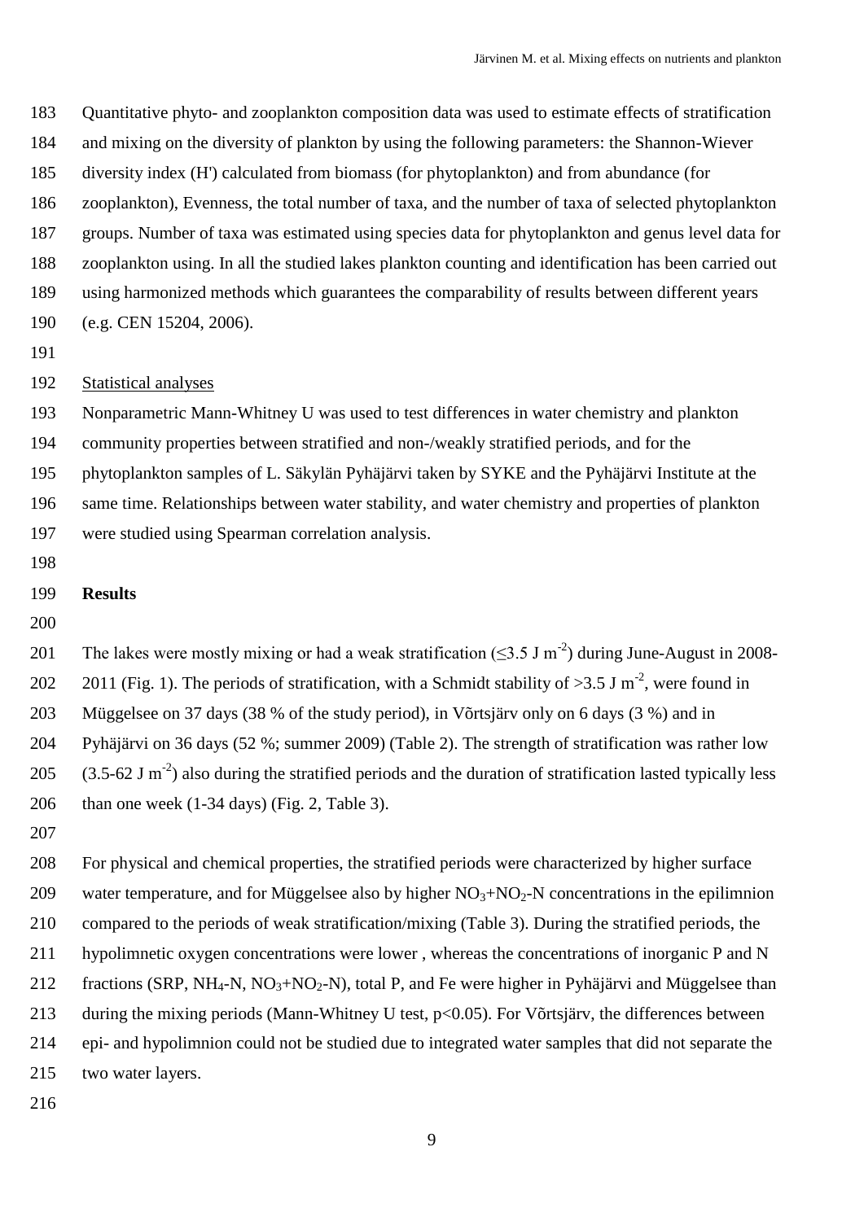Quantitative phyto- and zooplankton composition data was used to estimate effects of stratification and mixing on the diversity of plankton by using the following parameters: the Shannon-Wiever diversity index (H') calculated from biomass (for phytoplankton) and from abundance (for zooplankton), Evenness, the total number of taxa, and the number of taxa of selected phytoplankton groups. Number of taxa was estimated using species data for phytoplankton and genus level data for zooplankton using. In all the studied lakes plankton counting and identification has been carried out using harmonized methods which guarantees the comparability of results between different years (e.g. CEN 15204, 2006).

Statistical analyses

Nonparametric Mann-Whitney U was used to test differences in water chemistry and plankton community properties between stratified and non-/weakly stratified periods, and for the phytoplankton samples of L. Säkylän Pyhäjärvi taken by SYKE and the Pyhäjärvi Institute at the same time. Relationships between water stability, and water chemistry and properties of plankton were studied using Spearman correlation analysis.

## Results

The lakes were mostly mixing or had a weak stratification ($\leq$3.5 J $m^{-2}$) during June-August in 2008-2011 (Fig. 1). The periods of stratification, with a Schmidt stability of >3.5 J $m^{-2}$, were found in Müggelsee on 37 days (38 % of the study period), in Võrtsjärv only on 6 days (3 %) and in Pyhäjärvi on 36 days (52 %; summer 2009) (Table 2). The strength of stratification was rather low (3.5-62 J $m^{-2}$) also during the stratified periods and the duration of stratification lasted typically less than one week (1-34 days) (Fig. 2, Table 3).

For physical and chemical properties, the stratified periods were characterized by higher surface water temperature, and for Müggelsee also by higher $NO_3$+$NO_2$-N concentrations in the epilimnion compared to the periods of weak stratification/mixing (Table 3). During the stratified periods, the hypolimnetic oxygen concentrations were lower , whereas the concentrations of inorganic P and N fractions (SRP, $NH_4$-N, $NO_3$+$NO_2$-N), total P, and Fe were higher in Pyhäjärvi and Müggelsee than during the mixing periods (Mann-Whitney U test, $p$<0.05). For Võrtsjärv, the differences between epi- and hypolimnion could not be studied due to integrated water samples that did not separate the two water layers.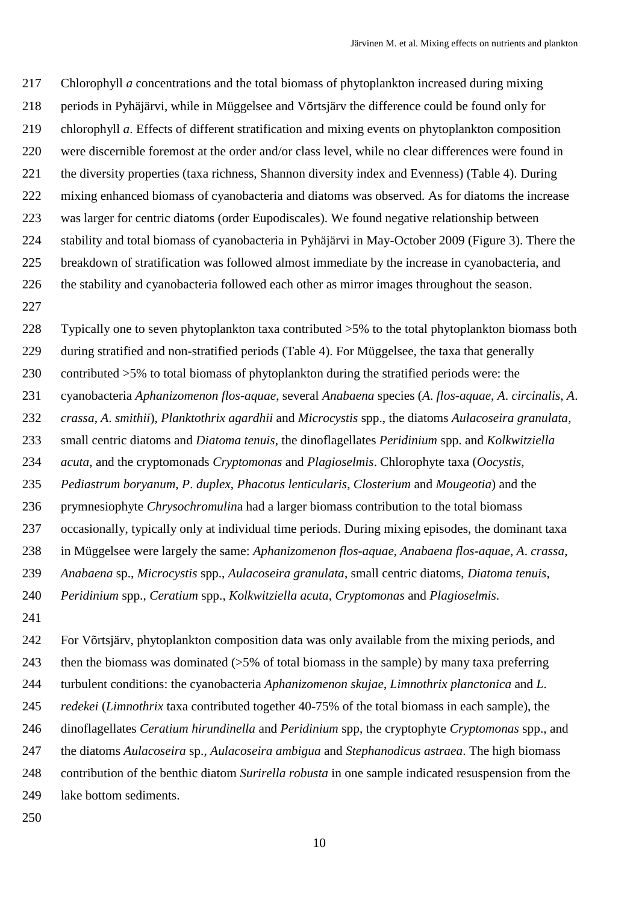Chlorophyll *a* concentrations and the total biomass of phytoplankton increased during mixing periods in Pyhäjärvi, while in Müggelsee and Võrtsjärv the difference could be found only for chlorophyll *a*. Effects of different stratification and mixing events on phytoplankton composition were discernible foremost at the order and/or class level, while no clear differences were found in the diversity properties (taxa richness, Shannon diversity index and Evenness) (Table 4). During mixing enhanced biomass of cyanobacteria and diatoms was observed. As for diatoms the increase was larger for centric diatoms (order Eupodiscales). We found negative relationship between stability and total biomass of cyanobacteria in Pyhäjärvi in May-October 2009 (Figure 3). There the breakdown of stratification was followed almost immediate by the increase in cyanobacteria, and the stability and cyanobacteria followed each other as mirror images throughout the season.

Typically one to seven phytoplankton taxa contributed >5% to the total phytoplankton biomass both during stratified and non-stratified periods (Table 4). For Müggelsee, the taxa that generally contributed >5% to total biomass of phytoplankton during the stratified periods were: the cyanobacteria *Aphanizomenon flos-aquae*, several *Anabaena* species (*A. flos-aquae*, *A. circinalis*, *A. crassa*, *A. smithii*), *Planktothrix agardhii* and *Microcystis* spp., the diatoms *Aulacoseira granulata*, small centric diatoms and *Diatoma tenuis*, the dinoflagellates *Peridinium* spp. and *Kolkwitziella acuta*, and the cryptomonads *Cryptomonas* and *Plagioselmis*. Chlorophyte taxa (*Oocystis*, *Pediastrum boryanum*, *P. duplex*, *Phacotus lenticularis*, *Closterium* and *Mougeotia*) and the prymnesiophyte *Chrysochromulin*a had a larger biomass contribution to the total biomass occasionally, typically only at individual time periods. During mixing episodes, the dominant taxa in Müggelsee were largely the same: *Aphanizomenon flos-aquae*, *Anabaena flos-aquae*, *A. crassa*, *Anabaena* sp., *Microcystis* spp., *Aulacoseira granulata*, small centric diatoms, *Diatoma tenuis*, *Peridinium* spp., *Ceratium* spp., *Kolkwitziella acuta*, *Cryptomonas* and *Plagioselmis*.

For Võrtsjärv, phytoplankton composition data was only available from the mixing periods, and then the biomass was dominated (>5% of total biomass in the sample) by many taxa preferring turbulent conditions: the cyanobacteria *Aphanizomenon skujae*, *Limnothrix planctonica* and *L. redekei* (*Limnothrix* taxa contributed together 40-75% of the total biomass in each sample), the dinoflagellates *Ceratium hirundinella* and *Peridinium* spp, the cryptophyte *Cryptomonas* spp., and the diatoms *Aulacoseira* sp., *Aulacoseira ambigua* and *Stephanodicus astraea*. The high biomass contribution of the benthic diatom *Surirella robusta* in one sample indicated resuspension from the lake bottom sediments.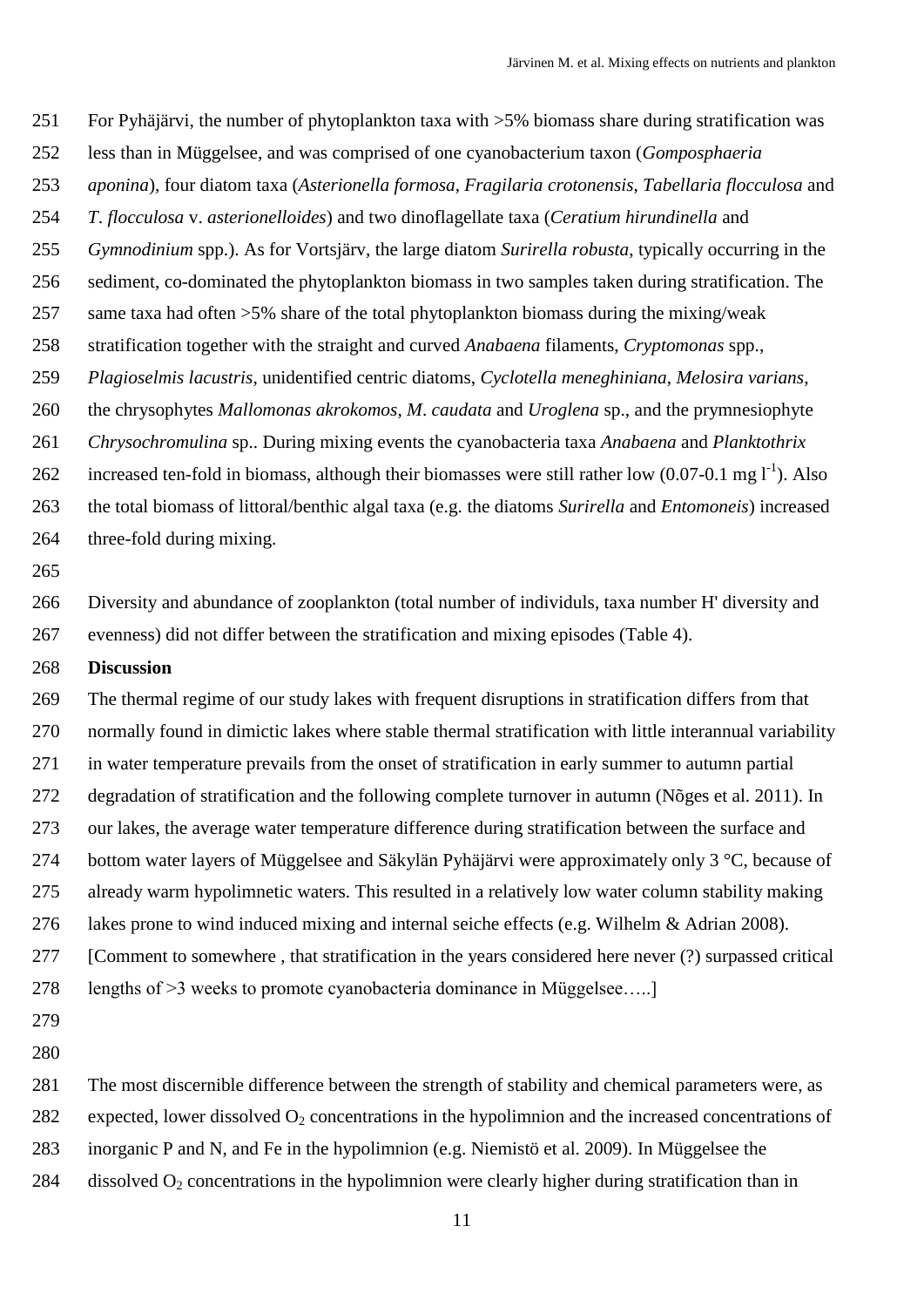For Pyhäjärvi, the number of phytoplankton taxa with >5% biomass share during stratification was less than in Müggelsee, and was comprised of one cyanobacterium taxon (*Gomposphaeria aponina*), four diatom taxa (*Asterionella formosa*, *Fragilaria crotonensis*, *Tabellaria flocculosa* and *T. flocculosa* v. *asterionelloides*) and two dinoflagellate taxa (*Ceratium hirundinella* and *Gymnodinium* spp.). As for Vortsjärv, the large diatom *Surirella robusta*, typically occurring in the sediment, co-dominated the phytoplankton biomass in two samples taken during stratification. The same taxa had often >5% share of the total phytoplankton biomass during the mixing/weak stratification together with the straight and curved *Anabaena* filaments, *Cryptomonas* spp., *Plagioselmis lacustris*, unidentified centric diatoms, *Cyclotella meneghiniana*, *Melosira varians*, the chrysophytes *Mallomonas akrokomos*, *M. caudata* and *Uroglena* sp., and the prymnesiophyte *Chrysochromulina* sp.. During mixing events the cyanobacteria taxa *Anabaena* and *Planktothrix* increased ten-fold in biomass, although their biomasses were still rather low (0.07-0.1 mg $l^{-1}$). Also the total biomass of littoral/benthic algal taxa (e.g. the diatoms *Surirella* and *Entomoneis*) increased three-fold during mixing.

Diversity and abundance of zooplankton (total number of individuls, taxa number H' diversity and evenness) did not differ between the stratification and mixing episodes (Table 4).

**Discussion**

The thermal regime of our study lakes with frequent disruptions in stratification differs from that normally found in dimictic lakes where stable thermal stratification with little interannual variability in water temperature prevails from the onset of stratification in early summer to autumn partial degradation of stratification and the following complete turnover in autumn (Nõges et al. 2011). In our lakes, the average water temperature difference during stratification between the surface and bottom water layers of Müggelsee and Säkylän Pyhäjärvi were approximately only 3 °C, because of already warm hypolimnetic waters. This resulted in a relatively low water column stability making lakes prone to wind induced mixing and internal seiche effects (e.g. Wilhelm & Adrian 2008). [Comment to somewhere , that stratification in the years considered here never (?) surpassed critical lengths of >3 weeks to promote cyanobacteria dominance in Müggelsee…..]

The most discernible difference between the strength of stability and chemical parameters were, as expected, lower dissolved $O_2$ concentrations in the hypolimnion and the increased concentrations of inorganic P and N, and Fe in the hypolimnion (e.g. Niemistö et al. 2009). In Müggelsee the dissolved $O_2$ concentrations in the hypolimnion were clearly higher during stratification than in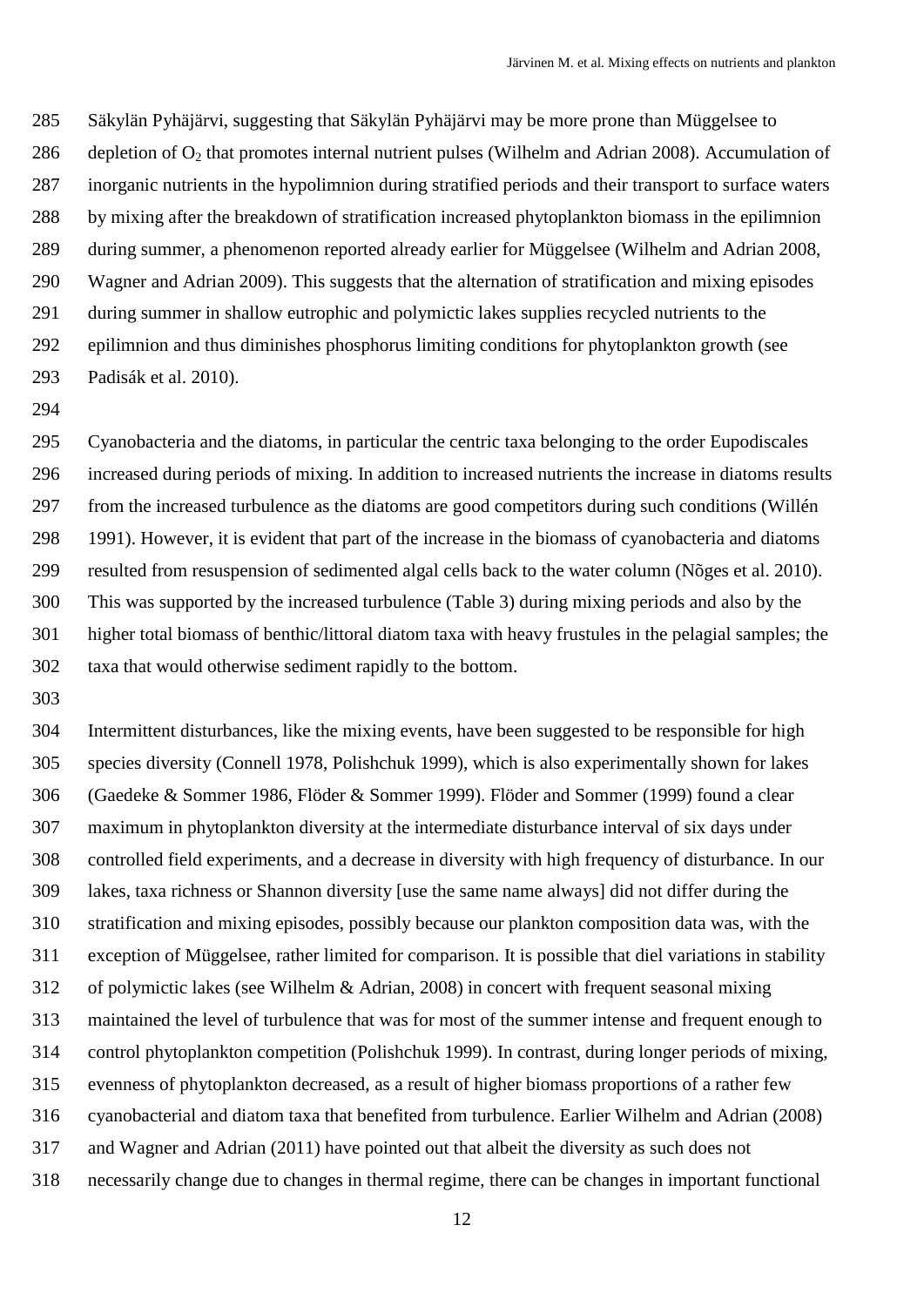Säkylän Pyhäjärvi, suggesting that Säkylän Pyhäjärvi may be more prone than Müggelsee to depletion of $O_2$ that promotes internal nutrient pulses (Wilhelm and Adrian 2008). Accumulation of inorganic nutrients in the hypolimnion during stratified periods and their transport to surface waters by mixing after the breakdown of stratification increased phytoplankton biomass in the epilimnion during summer, a phenomenon reported already earlier for Müggelsee (Wilhelm and Adrian 2008, Wagner and Adrian 2009). This suggests that the alternation of stratification and mixing episodes during summer in shallow eutrophic and polymictic lakes supplies recycled nutrients to the epilimnion and thus diminishes phosphorus limiting conditions for phytoplankton growth (see Padisák et al. 2010).

Cyanobacteria and the diatoms, in particular the centric taxa belonging to the order Eupodiscales increased during periods of mixing. In addition to increased nutrients the increase in diatoms results from the increased turbulence as the diatoms are good competitors during such conditions (Willén 1991). However, it is evident that part of the increase in the biomass of cyanobacteria and diatoms resulted from resuspension of sedimented algal cells back to the water column (Nõges et al. 2010). This was supported by the increased turbulence (Table 3) during mixing periods and also by the higher total biomass of benthic/littoral diatom taxa with heavy frustules in the pelagial samples; the taxa that would otherwise sediment rapidly to the bottom.

Intermittent disturbances, like the mixing events, have been suggested to be responsible for high species diversity (Connell 1978, Polishchuk 1999), which is also experimentally shown for lakes (Gaedeke & Sommer 1986, Flöder & Sommer 1999). Flöder and Sommer (1999) found a clear maximum in phytoplankton diversity at the intermediate disturbance interval of six days under controlled field experiments, and a decrease in diversity with high frequency of disturbance. In our lakes, taxa richness or Shannon diversity [use the same name always] did not differ during the stratification and mixing episodes, possibly because our plankton composition data was, with the exception of Müggelsee, rather limited for comparison. It is possible that diel variations in stability of polymictic lakes (see Wilhelm & Adrian, 2008) in concert with frequent seasonal mixing maintained the level of turbulence that was for most of the summer intense and frequent enough to control phytoplankton competition (Polishchuk 1999). In contrast, during longer periods of mixing, evenness of phytoplankton decreased, as a result of higher biomass proportions of a rather few cyanobacterial and diatom taxa that benefited from turbulence. Earlier Wilhelm and Adrian (2008) and Wagner and Adrian (2011) have pointed out that albeit the diversity as such does not necessarily change due to changes in thermal regime, there can be changes in important functional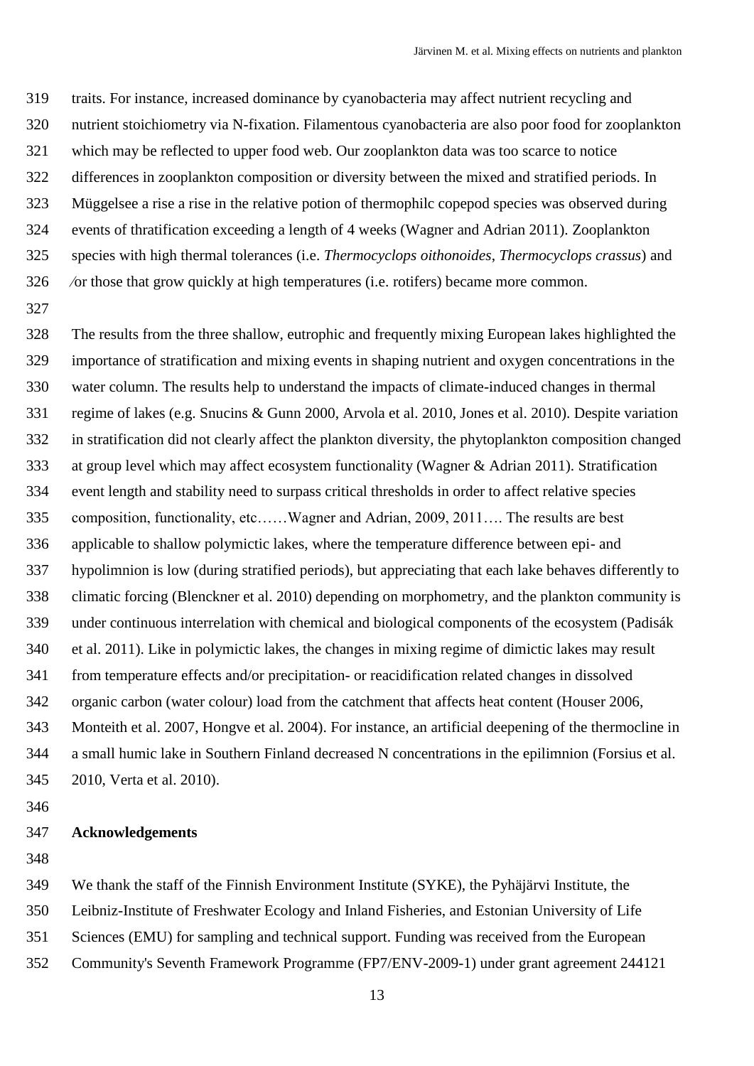traits. For instance, increased dominance by cyanobacteria may affect nutrient recycling and nutrient stoichiometry via N-fixation. Filamentous cyanobacteria are also poor food for zooplankton which may be reflected to upper food web. Our zooplankton data was too scarce to notice differences in zooplankton composition or diversity between the mixed and stratified periods. In Müggelsee a rise a rise in the relative potion of thermophilc copepod species was observed during events of thratification exceeding a length of 4 weeks (Wagner and Adrian 2011). Zooplankton species with high thermal tolerances (i.e. *Thermocyclops oithonoides*, *Thermocyclops crassus*) and ⁄or those that grow quickly at high temperatures (i.e. rotifers) became more common.

The results from the three shallow, eutrophic and frequently mixing European lakes highlighted the importance of stratification and mixing events in shaping nutrient and oxygen concentrations in the water column. The results help to understand the impacts of climate-induced changes in thermal regime of lakes (e.g. Snucins & Gunn 2000, Arvola et al. 2010, Jones et al. 2010). Despite variation in stratification did not clearly affect the plankton diversity, the phytoplankton composition changed at group level which may affect ecosystem functionality (Wagner & Adrian 2011). Stratification event length and stability need to surpass critical thresholds in order to affect relative species composition, functionality, etc……Wagner and Adrian, 2009, 2011…. The results are best applicable to shallow polymictic lakes, where the temperature difference between epi- and hypolimnion is low (during stratified periods), but appreciating that each lake behaves differently to climatic forcing (Blenckner et al. 2010) depending on morphometry, and the plankton community is under continuous interrelation with chemical and biological components of the ecosystem (Padisák et al. 2011). Like in polymictic lakes, the changes in mixing regime of dimictic lakes may result from temperature effects and/or precipitation- or reacidification related changes in dissolved organic carbon (water colour) load from the catchment that affects heat content (Houser 2006, Monteith et al. 2007, Hongve et al. 2004). For instance, an artificial deepening of the thermocline in a small humic lake in Southern Finland decreased N concentrations in the epilimnion (Forsius et al. 2010, Verta et al. 2010).

## Acknowledgements

We thank the staff of the Finnish Environment Institute (SYKE), the Pyhäjärvi Institute, the Leibniz-Institute of Freshwater Ecology and Inland Fisheries, and Estonian University of Life Sciences (EMU) for sampling and technical support. Funding was received from the European Community's Seventh Framework Programme (FP7/ENV-2009-1) under grant agreement 244121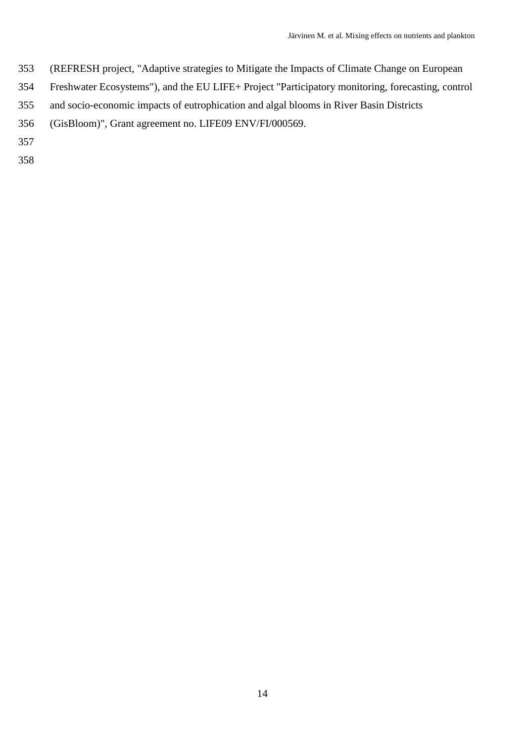(REFRESH project, "Adaptive strategies to Mitigate the Impacts of Climate Change on European Freshwater Ecosystems"), and the EU LIFE+ Project "Participatory monitoring, forecasting, control and socio-economic impacts of eutrophication and algal blooms in River Basin Districts (GisBloom)", Grant agreement no. LIFE09 ENV/FI/000569.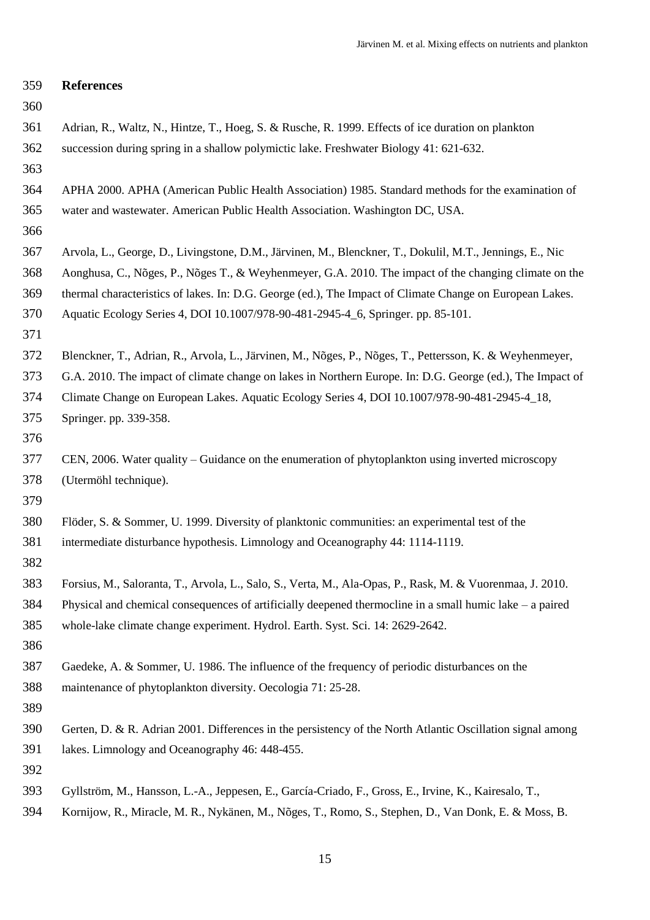## References

Adrian, R., Waltz, N., Hintze, T., Hoeg, S. & Rusche, R. 1999. Effects of ice duration on plankton succession during spring in a shallow polymictic lake. Freshwater Biology 41: 621-632.

APHA 2000. APHA (American Public Health Association) 1985. Standard methods for the examination of water and wastewater. American Public Health Association. Washington DC, USA.

Arvola, L., George, D., Livingstone, D.M., Järvinen, M., Blenckner, T., Dokulil, M.T., Jennings, E., Nic Aonghusa, C., Nõges, P., Nõges T., & Weyhenmeyer, G.A. 2010. The impact of the changing climate on the thermal characteristics of lakes. In: D.G. George (ed.), The Impact of Climate Change on European Lakes. Aquatic Ecology Series 4, DOI 10.1007/978-90-481-2945-4_6, Springer. pp. 85-101.

Blenckner, T., Adrian, R., Arvola, L., Järvinen, M., Nõges, P., Nõges, T., Pettersson, K. & Weyhenmeyer, G.A. 2010. The impact of climate change on lakes in Northern Europe. In: D.G. George (ed.), The Impact of Climate Change on European Lakes. Aquatic Ecology Series 4, DOI 10.1007/978-90-481-2945-4_18, Springer. pp. 339-358.

CEN, 2006. Water quality – Guidance on the enumeration of phytoplankton using inverted microscopy (Utermöhl technique).

Flöder, S. & Sommer, U. 1999. Diversity of planktonic communities: an experimental test of the intermediate disturbance hypothesis. Limnology and Oceanography 44: 1114-1119.

Forsius, M., Saloranta, T., Arvola, L., Salo, S., Verta, M., Ala-Opas, P., Rask, M. & Vuorenmaa, J. 2010. Physical and chemical consequences of artificially deepened thermocline in a small humic lake – a paired whole-lake climate change experiment. Hydrol. Earth. Syst. Sci. 14: 2629-2642.

Gaedeke, A. & Sommer, U. 1986. The influence of the frequency of periodic disturbances on the maintenance of phytoplankton diversity. Oecologia 71: 25-28.

Gerten, D. & R. Adrian 2001. Differences in the persistency of the North Atlantic Oscillation signal among lakes. Limnology and Oceanography 46: 448-455.

Gyllström, M., Hansson, L.-A., Jeppesen, E., García-Criado, F., Gross, E., Irvine, K., Kairesalo, T., Kornijow, R., Miracle, M. R., Nykänen, M., Nõges, T., Romo, S., Stephen, D., Van Donk, E. & Moss, B.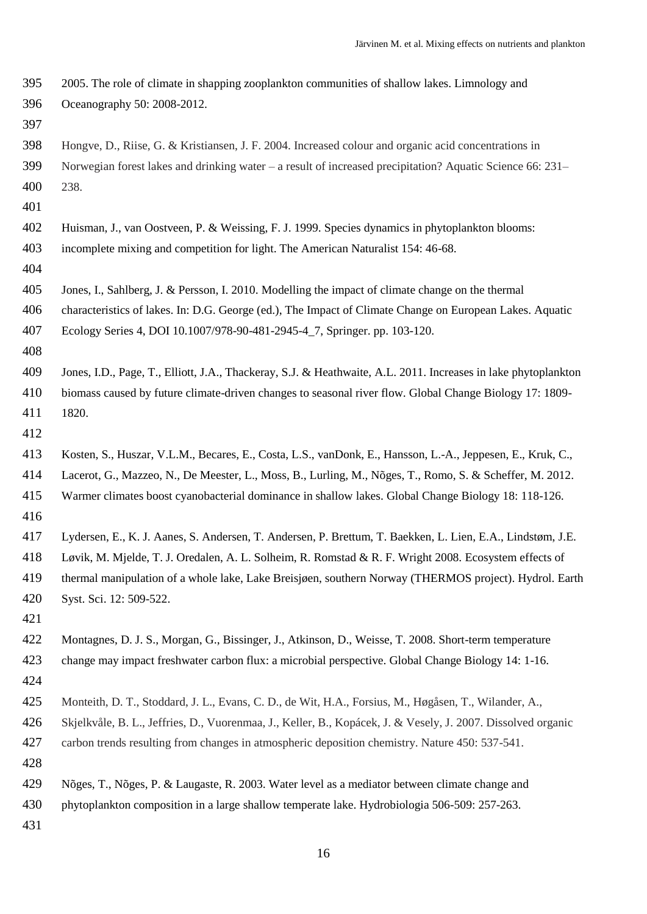2005. The role of climate in shapping zooplankton communities of shallow lakes. Limnology and Oceanography 50: 2008-2012.

Hongve, D., Riise, G. & Kristiansen, J. F. 2004. Increased colour and organic acid concentrations in Norwegian forest lakes and drinking water – a result of increased precipitation? Aquatic Science 66: 231–238.

Huisman, J., van Oostveen, P. & Weissing, F. J. 1999. Species dynamics in phytoplankton blooms: incomplete mixing and competition for light. The American Naturalist 154: 46-68.

Jones, I., Sahlberg, J. & Persson, I. 2010. Modelling the impact of climate change on the thermal characteristics of lakes. In: D.G. George (ed.), The Impact of Climate Change on European Lakes. Aquatic Ecology Series 4, DOI 10.1007/978-90-481-2945-4_7, Springer. pp. 103-120.

Jones, I.D., Page, T., Elliott, J.A., Thackeray, S.J. & Heathwaite, A.L. 2011. Increases in lake phytoplankton biomass caused by future climate-driven changes to seasonal river flow. Global Change Biology 17: 1809-1820.

Kosten, S., Huszar, V.L.M., Becares, E., Costa, L.S., vanDonk, E., Hansson, L.-A., Jeppesen, E., Kruk, C., Lacerot, G., Mazzeo, N., De Meester, L., Moss, B., Lurling, M., Nõges, T., Romo, S. & Scheffer, M. 2012. Warmer climates boost cyanobacterial dominance in shallow lakes. Global Change Biology 18: 118-126.

Lydersen, E., K. J. Aanes, S. Andersen, T. Andersen, P. Brettum, T. Baekken, L. Lien, E.A., Lindstøm, J.E. Løvik, M. Mjelde, T. J. Oredalen, A. L. Solheim, R. Romstad & R. F. Wright 2008. Ecosystem effects of thermal manipulation of a whole lake, Lake Breisjøen, southern Norway (THERMOS project). Hydrol. Earth Syst. Sci. 12: 509-522.

Montagnes, D. J. S., Morgan, G., Bissinger, J., Atkinson, D., Weisse, T. 2008. Short-term temperature change may impact freshwater carbon flux: a microbial perspective. Global Change Biology 14: 1-16.

Monteith, D. T., Stoddard, J. L., Evans, C. D., de Wit, H.A., Forsius, M., Høgåsen, T., Wilander, A., Skjelkvåle, B. L., Jeffries, D., Vuorenmaa, J., Keller, B., Kopácek, J. & Vesely, J. 2007. Dissolved organic carbon trends resulting from changes in atmospheric deposition chemistry. Nature 450: 537-541.

Nõges, T., Nõges, P. & Laugaste, R. 2003. Water level as a mediator between climate change and phytoplankton composition in a large shallow temperate lake. Hydrobiologia 506-509: 257-263.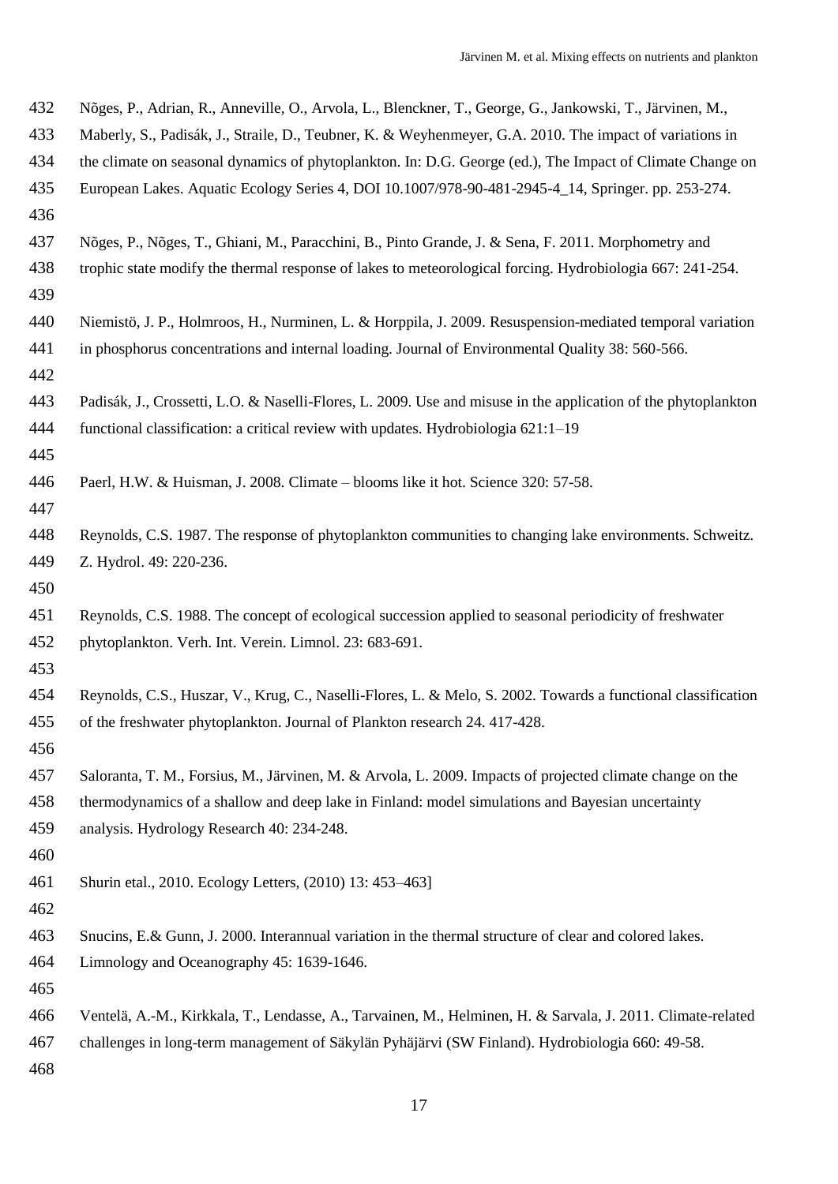Nõges, P., Adrian, R., Anneville, O., Arvola, L., Blenckner, T., George, G., Jankowski, T., Järvinen, M., Maberly, S., Padisák, J., Straile, D., Teubner, K. & Weyhenmeyer, G.A. 2010. The impact of variations in the climate on seasonal dynamics of phytoplankton. In: D.G. George (ed.), The Impact of Climate Change on European Lakes. Aquatic Ecology Series 4, DOI 10.1007/978-90-481-2945-4_14, Springer. pp. 253-274.

Nõges, P., Nõges, T., Ghiani, M., Paracchini, B., Pinto Grande, J. & Sena, F. 2011. Morphometry and trophic state modify the thermal response of lakes to meteorological forcing. Hydrobiologia 667: 241-254.

Niemistö, J. P., Holmroos, H., Nurminen, L. & Horppila, J. 2009. Resuspension-mediated temporal variation in phosphorus concentrations and internal loading. Journal of Environmental Quality 38: 560-566.

Padisák, J., Crossetti, L.O. & Naselli-Flores, L. 2009. Use and misuse in the application of the phytoplankton functional classification: a critical review with updates. Hydrobiologia 621:1–19

Paerl, H.W. & Huisman, J. 2008. Climate – blooms like it hot. Science 320: 57-58.

Reynolds, C.S. 1987. The response of phytoplankton communities to changing lake environments. Schweitz. Z. Hydrol. 49: 220-236.

Reynolds, C.S. 1988. The concept of ecological succession applied to seasonal periodicity of freshwater phytoplankton. Verh. Int. Verein. Limnol. 23: 683-691.

Reynolds, C.S., Huszar, V., Krug, C., Naselli-Flores, L. & Melo, S. 2002. Towards a functional classification of the freshwater phytoplankton. Journal of Plankton research 24. 417-428.

Saloranta, T. M., Forsius, M., Järvinen, M. & Arvola, L. 2009. Impacts of projected climate change on the thermodynamics of a shallow and deep lake in Finland: model simulations and Bayesian uncertainty analysis. Hydrology Research 40: 234-248.

Shurin etal., 2010. Ecology Letters, (2010) 13: 453–463]

Snucins, E.& Gunn, J. 2000. Interannual variation in the thermal structure of clear and colored lakes. Limnology and Oceanography 45: 1639-1646.

Ventelä, A.-M., Kirkkala, T., Lendasse, A., Tarvainen, M., Helminen, H. & Sarvala, J. 2011. Climate-related challenges in long-term management of Säkylän Pyhäjärvi (SW Finland). Hydrobiologia 660: 49-58.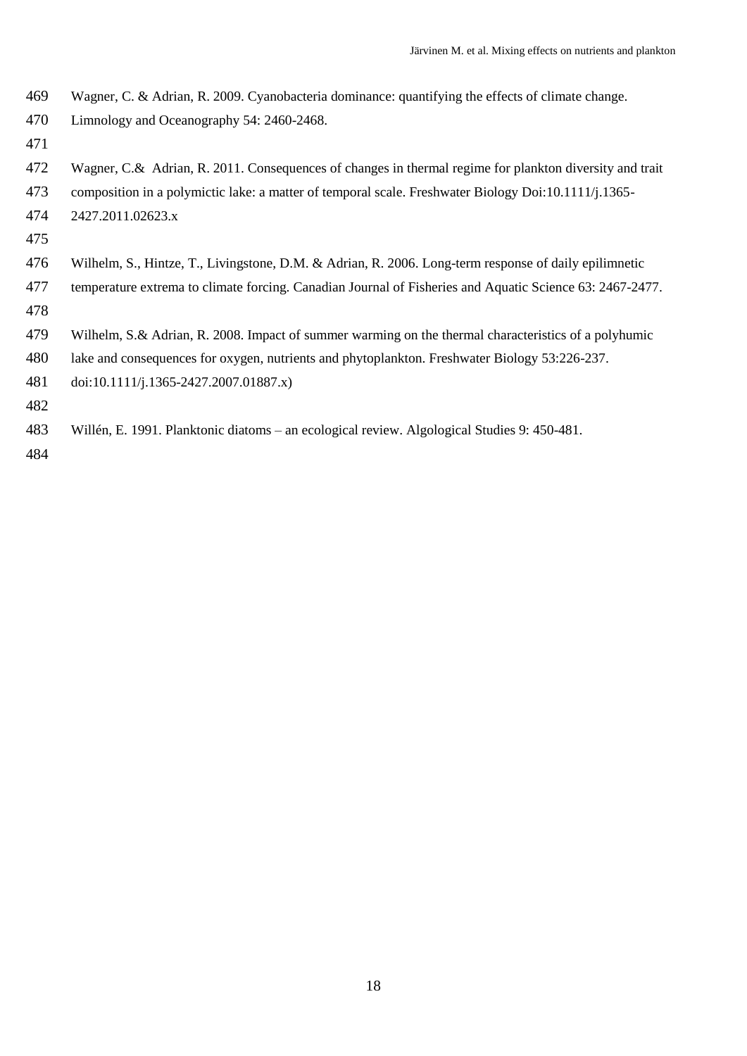Wagner, C. & Adrian, R. 2009. Cyanobacteria dominance: quantifying the effects of climate change. Limnology and Oceanography 54: 2460-2468.

Wagner, C.& Adrian, R. 2011. Consequences of changes in thermal regime for plankton diversity and trait composition in a polymictic lake: a matter of temporal scale. Freshwater Biology Doi:10.1111/j.1365-2427.2011.02623.x

Wilhelm, S., Hintze, T., Livingstone, D.M. & Adrian, R. 2006. Long-term response of daily epilimnetic temperature extrema to climate forcing. Canadian Journal of Fisheries and Aquatic Science 63: 2467-2477.

Wilhelm, S.& Adrian, R. 2008. Impact of summer warming on the thermal characteristics of a polyhumic lake and consequences for oxygen, nutrients and phytoplankton. Freshwater Biology 53:226-237. doi:10.1111/j.1365-2427.2007.01887.x)

Willén, E. 1991. Planktonic diatoms – an ecological review. Algological Studies 9: 450-481.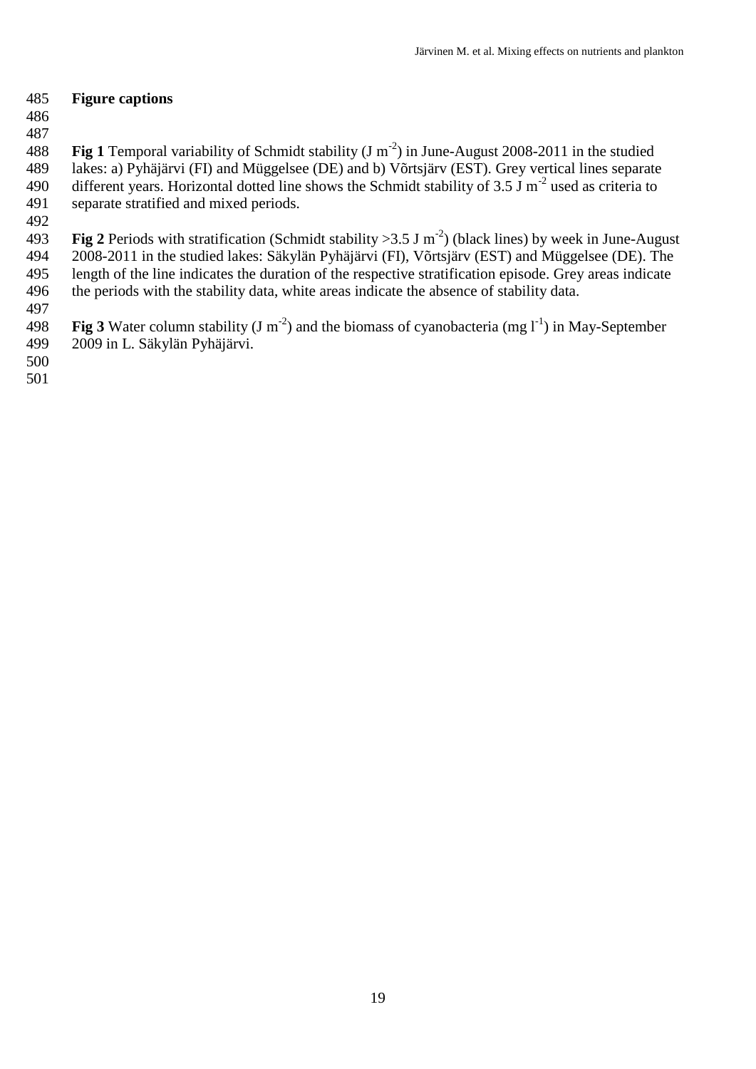# Figure captions

**Fig 1** Temporal variability of Schmidt stability (J $m^{-2}$) in June-August 2008-2011 in the studied lakes: a) Pyhäjärvi (FI) and Müggelsee (DE) and b) Võrtsjärv (EST). Grey vertical lines separate different years. Horizontal dotted line shows the Schmidt stability of 3.5 J $m^{-2}$ used as criteria to separate stratified and mixed periods.

**Fig 2** Periods with stratification (Schmidt stability >3.5 J $m^{-2}$) (black lines) by week in June-August 2008-2011 in the studied lakes: Säkylän Pyhäjärvi (FI), Võrtsjärv (EST) and Müggelsee (DE). The length of the line indicates the duration of the respective stratification episode. Grey areas indicate the periods with the stability data, white areas indicate the absence of stability data.

**Fig 3** Water column stability (J $m^{-2}$) and the biomass of cyanobacteria (mg $l^{-1}$) in May-September 2009 in L. Säkylän Pyhäjärvi.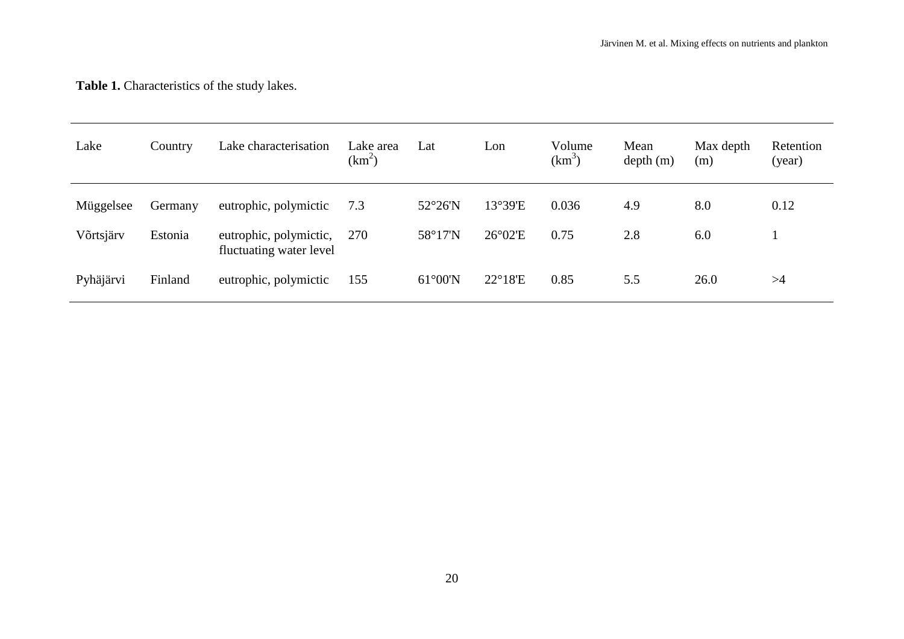**Table 1.** Characteristics of the study lakes.

| Lake | Country | Lake characterisation | Lake area ($km^2$) | Lat | Lon | Volume ($km^3$) | Mean depth (m) | Max depth (m) | Retention (year) |
|---|---|---|---|---|---|---|---|---|---|
| Müggelsee | Germany | eutrophic, polymictic | 7.3 | 52°26'N | 13°39'E | 0.036 | 4.9 | 8.0 | 0.12 |
| Võrtsjärv | Estonia | eutrophic, polymictic, fluctuating water level | 270 | 58°17'N | 26°02'E | 0.75 | 2.8 | 6.0 | 1 |
| Pyhäjärvi | Finland | eutrophic, polymictic | 155 | 61°00'N | 22°18'E | 0.85 | 5.5 | 26.0 | >4 |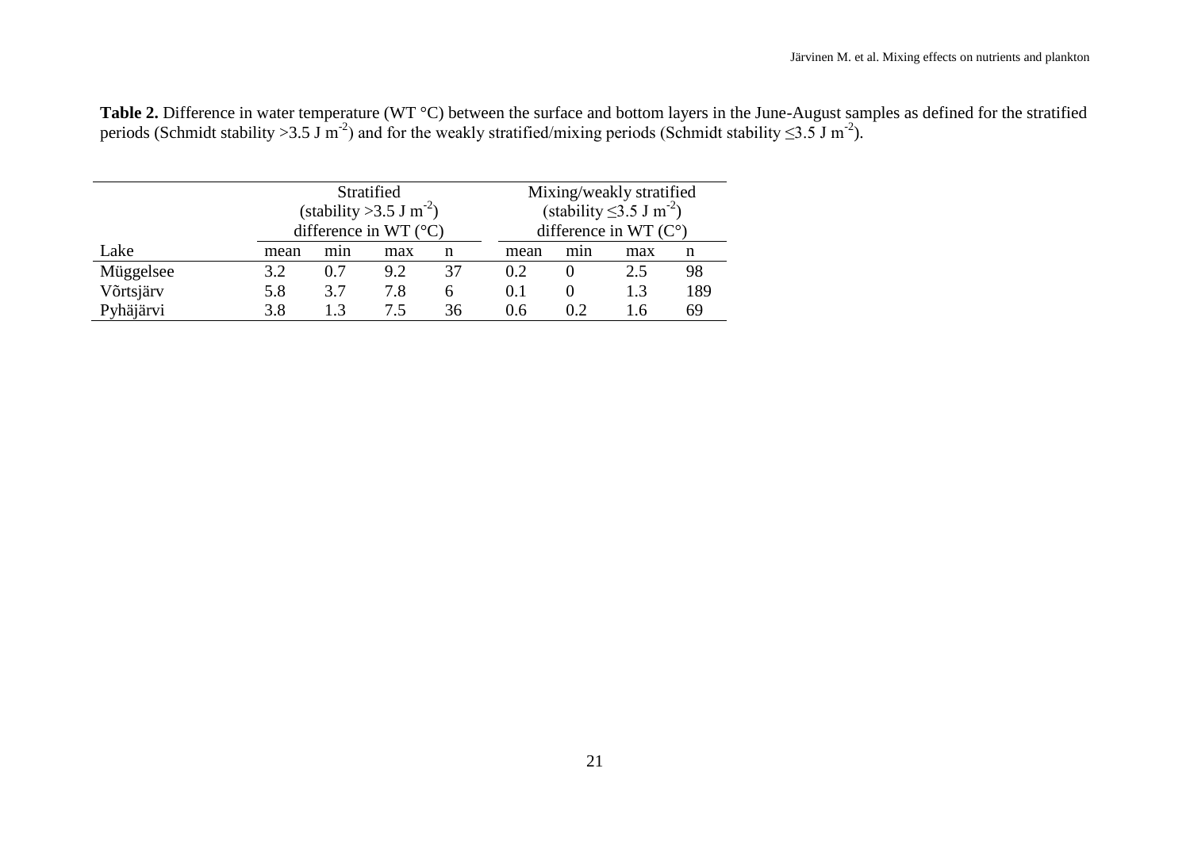**Table 2.** Difference in water temperature (WT °C) between the surface and bottom layers in the June-August samples as defined for the stratified periods (Schmidt stability >3.5 J m$^{-2}$) and for the weakly stratified/mixing periods (Schmidt stability ≤3.5 J m$^{-2}$).

| | Stratified (stability >3.5 J m$^{-2}$) difference in WT (°C) | | | | Mixing/weakly stratified (stability ≤3.5 J m$^{-2}$) difference in WT (C°) | | | |
|---|---|---|---|---|---|---|---|---|
| Lake | mean | min | max | n | mean | min | max | n |
| Müggelsee | 3.2 | 0.7 | 9.2 | 37 | 0.2 | 0 | 2.5 | 98 |
| Võrtsjärv | 5.8 | 3.7 | 7.8 | 6 | 0.1 | 0 | 1.3 | 189 |
| Pyhäjärvi | 3.8 | 1.3 | 7.5 | 36 | 0.6 | 0.2 | 1.6 | 69 |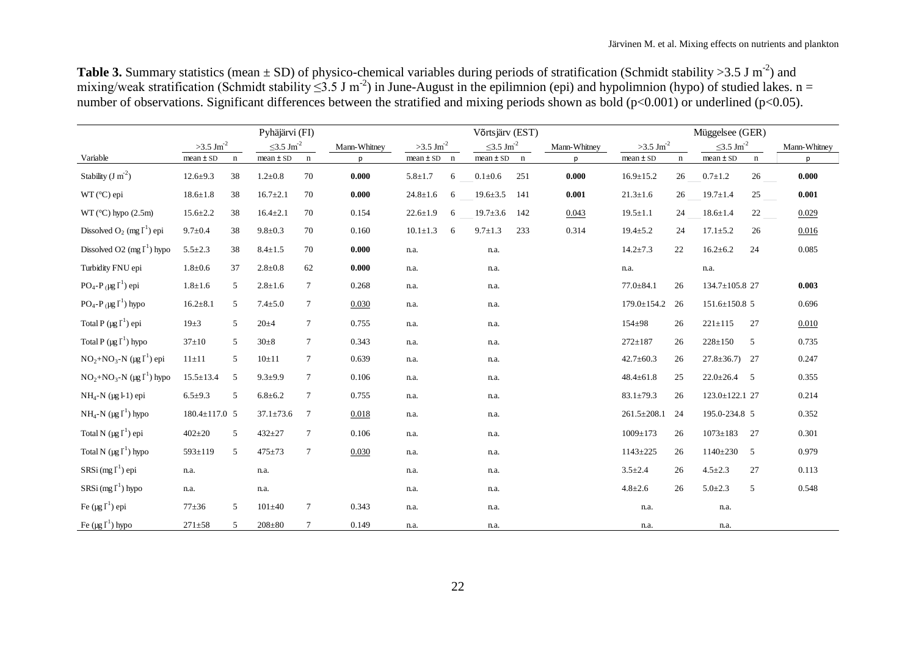**Table 3.** Summary statistics (mean ± SD) of physico-chemical variables during periods of stratification (Schmidt stability >3.5 J $m^{-2}$) and mixing/weak stratification (Schmidt stability ≤3.5 J $m^{-2}$) in June-August in the epilimnion (epi) and hypolimnion (hypo) of studied lakes. n = number of observations. Significant differences between the stratified and mixing periods shown as bold (p<0.001) or underlined (p<0.05).

| | Pyhäjärvi (FI) | | | | | Võrtsjärv (EST) | | | | | Müggelsee (GER) | | | | |
|---|---|---|---|---|---|---|---|---|---|---|---|---|---|---|---|
| | >3.5 $Jm^{-2}$ | | ≤3.5 $Jm^{-2}$ | | Mann-Whitney | >3.5 $Jm^{-2}$ | | ≤3.5 $Jm^{-2}$ | | Mann-Whitney | >3.5 $Jm^{-2}$ | | ≤3.5 $Jm^{-2}$ | | Mann-Whitney |
| Variable | mean ± SD | n | mean ± SD | n | p | mean ± SD | n | mean ± SD | n | p | mean ± SD | n | mean ± SD | n | p |
| Stability (J $m^{-2}$) | 12.6±9.3 | 38 | 1.2±0.8 | 70 | **0.000** | 5.8±1.7 | 6 | 0.1±0.6 | 251 | **0.000** | 16.9±15.2 | 26 | 0.7±1.2 | 26 | **0.000** |
| WT (°C) epi | 18.6±1.8 | 38 | 16.7±2.1 | 70 | **0.000** | 24.8±1.6 | 6 | 19.6±3.5 | 141 | **0.001** | 21.3±1.6 | 26 | 19.7±1.4 | 25 | **0.001** |
| WT (°C) hypo (2.5m) | 15.6±2.2 | 38 | 16.4±2.1 | 70 | 0.154 | 22.6±1.9 | 6 | 19.7±3.6 | 142 | <u>0.043</u> | 19.5±1.1 | 24 | 18.6±1.4 | 22 | <u>0.029</u> |
| Dissolved $O_2$ (mg $l^{-1}$) epi | 9.7±0.4 | 38 | 9.8±0.3 | 70 | 0.160 | 10.1±1.3 | 6 | 9.7±1.3 | 233 | 0.314 | 19.4±5.2 | 24 | 17.1±5.2 | 26 | <u>0.016</u> |
| Dissolved O2 (mg $l^{-1}$) hypo | 5.5±2.3 | 38 | 8.4±1.5 | 70 | **0.000** | n.a. | | n.a. | | | 14.2±7.3 | 22 | 16.2±6.2 | 24 | 0.085 |
| Turbidity FNU epi | 1.8±0.6 | 37 | 2.8±0.8 | 62 | **0.000** | n.a. | | n.a. | | | n.a. | | n.a. | | |
| $PO_4$-P (µg $l^{-1}$) epi | 1.8±1.6 | 5 | 2.8±1.6 | 7 | 0.268 | n.a. | | n.a. | | | 77.0±84.1 | 26 | 134.7±105.8 | 27 | **0.003** |
| $PO_4$-P (µg $l^{-1}$) hypo | 16.2±8.1 | 5 | 7.4±5.0 | 7 | <u>0.030</u> | n.a. | | n.a. | | | 179.0±154.2 | 26 | 151.6±150.8 | 5 | 0.696 |
| Total P (µg $l^{-1}$) epi | 19±3 | 5 | 20±4 | 7 | 0.755 | n.a. | | n.a. | | | 154±98 | 26 | 221±115 | 27 | <u>0.010</u> |
| Total P (µg $l^{-1}$) hypo | 37±10 | 5 | 30±8 | 7 | 0.343 | n.a. | | n.a. | | | 272±187 | 26 | 228±150 | 5 | 0.735 |
| $NO_2$+$NO_3$-N (µg $l^{-1}$) epi | 11±11 | 5 | 10±11 | 7 | 0.639 | n.a. | | n.a. | | | 42.7±60.3 | 26 | 27.8±36.7) | 27 | 0.247 |
| $NO_2$+$NO_3$-N (µg $l^{-1}$) hypo | 15.5±13.4 | 5 | 9.3±9.9 | 7 | 0.106 | n.a. | | n.a. | | | 48.4±61.8 | 25 | 22.0±26.4 | 5 | 0.355 |
| $NH_4$-N (µg l-1) epi | 6.5±9.3 | 5 | 6.8±6.2 | 7 | 0.755 | n.a. | | n.a. | | | 83.1±79.3 | 26 | 123.0±122.1 | 27 | 0.214 |
| $NH_4$-N (µg $l^{-1}$) hypo | 180.4±117.0 | 5 | 37.1±73.6 | 7 | <u>0.018</u> | n.a. | | n.a. | | | 261.5±208.1 | 24 | 195.0-234.8 | 5 | 0.352 |
| Total N (µg $l^{-1}$) epi | 402±20 | 5 | 432±27 | 7 | 0.106 | n.a. | | n.a. | | | 1009±173 | 26 | 1073±183 | 27 | 0.301 |
| Total N (µg $l^{-1}$) hypo | 593±119 | 5 | 475±73 | 7 | <u>0.030</u> | n.a. | | n.a. | | | 1143±225 | 26 | 1140±230 | 5 | 0.979 |
| SRSi (mg $l^{-1}$) epi | n.a. | | n.a. | | | n.a. | | n.a. | | | 3.5±2.4 | 26 | 4.5±2.3 | 27 | 0.113 |
| SRSi (mg $l^{-1}$) hypo | n.a. | | n.a. | | | n.a. | | n.a. | | | 4.8±2.6 | 26 | 5.0±2.3 | 5 | 0.548 |
| Fe (µg $l^{-1}$) epi | 77±36 | 5 | 101±40 | 7 | 0.343 | n.a. | | n.a. | | | n.a. | | n.a. | | |
| Fe (µg $l^{-1}$) hypo | 271±58 | 5 | 208±80 | 7 | 0.149 | n.a. | | n.a. | | | n.a. | | n.a. | | |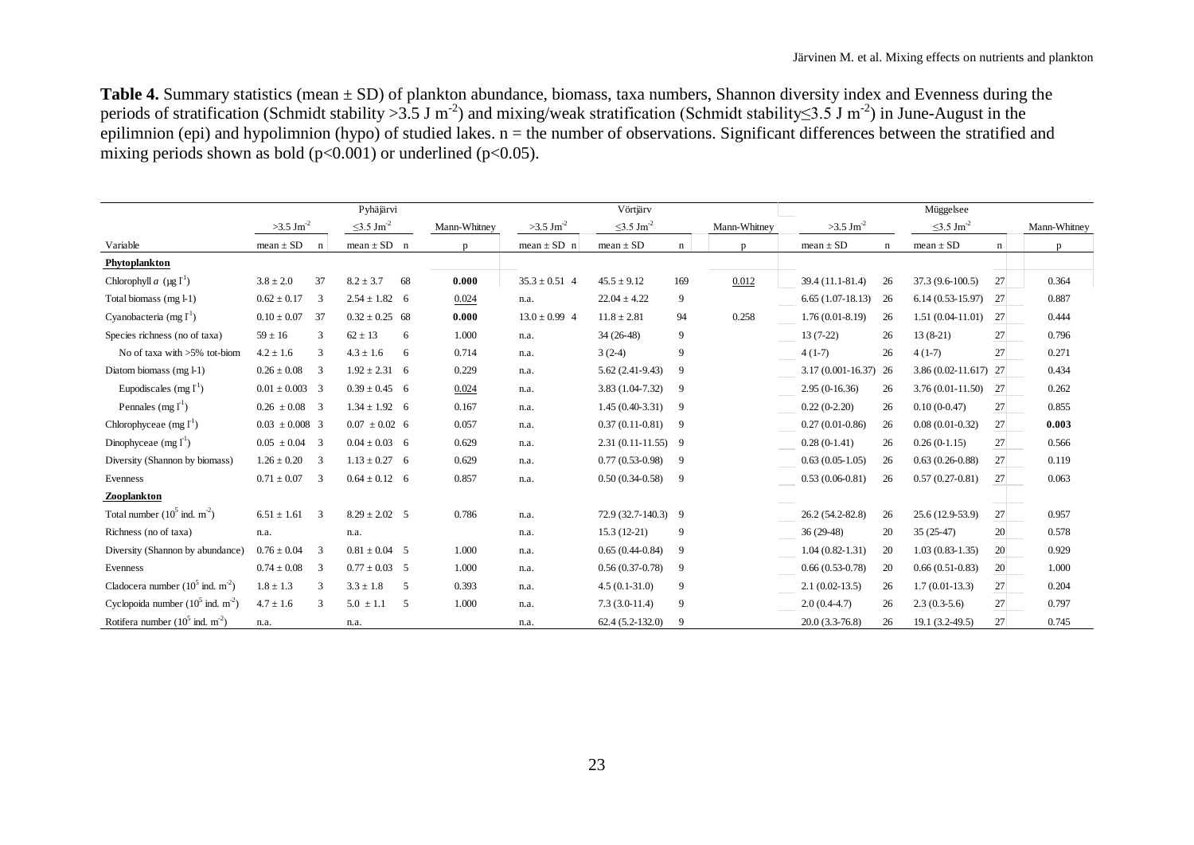**Table 4.** Summary statistics (mean ± SD) of plankton abundance, biomass, taxa numbers, Shannon diversity index and Evenness during the periods of stratification (Schmidt stability >3.5 J m$^{-2}$) and mixing/weak stratification (Schmidt stability≤3.5 J m$^{-2}$) in June-August in the epilimnion (epi) and hypolimnion (hypo) of studied lakes. n = the number of observations. Significant differences between the stratified and mixing periods shown as bold (p<0.001) or underlined (p<0.05).

| | Pyhäjärvi | | | | | Vörtjärv | | | | | Müggelsee | | | | |
|---|---|---|---|---|---|---|---|---|---|---|---|---|---|---|---|
| | >3.5 Jm$^{-2}$ | | ≤3.5 Jm$^{-2}$ | | Mann-Whitney | >3.5 Jm$^{-2}$ | | ≤3.5 Jm$^{-2}$ | | Mann-Whitney | >3.5 Jm$^{-2}$ | | ≤3.5 Jm$^{-2}$ | | Mann-Whitney |
| Variable | mean ± SD | n | mean ± SD | n | p | mean ± SD | n | mean ± SD | n | p | mean ± SD | n | mean ± SD | n | p |
| **Phytoplankton** | | | | | | | | | | | | | | | |
| Chlorophyll *a* (µg l$^{-1}$) | 3.8 ± 2.0 | 37 | 8.2 ± 3.7 | 68 | **0.000** | 35.3 ± 0.51 | 4 | 45.5 ± 9.12 | 169 | <u>0.012</u> | 39.4 (11.1-81.4) | 26 | 37.3 (9.6-100.5) | 27 | 0.364 |
| Total biomass (mg l-1) | 0.62 ± 0.17 | 3 | 2.54 ± 1.82 | 6 | <u>0.024</u> | n.a. | | 22.04 ± 4.22 | 9 | | 6.65 (1.07-18.13) | 26 | 6.14 (0.53-15.97) | 27 | 0.887 |
| Cyanobacteria (mg l$^{-1}$) | 0.10 ± 0.07 | 37 | 0.32 ± 0.25 | 68 | **0.000** | 13.0 ± 0.99 | 4 | 11.8 ± 2.81 | 94 | 0.258 | 1.76 (0.01-8.19) | 26 | 1.51 (0.04-11.01) | 27 | 0.444 |
| Species richness (no of taxa) | 59 ± 16 | 3 | 62 ± 13 | 6 | 1.000 | n.a. | | 34 (26-48) | 9 | | 13 (7-22) | 26 | 13 (8-21) | 27 | 0.796 |
| No of taxa with >5% tot-biom | 4.2 ± 1.6 | 3 | 4.3 ± 1.6 | 6 | 0.714 | n.a. | | 3 (2-4) | 9 | | 4 (1-7) | 26 | 4 (1-7) | 27 | 0.271 |
| Diatom biomass (mg l-1) | 0.26 ± 0.08 | 3 | 1.92 ± 2.31 | 6 | 0.229 | n.a. | | 5.62 (2.41-9.43) | 9 | | 3.17 (0.001-16.37) | 26 | 3.86 (0.02-11.617) | 27 | 0.434 |
| Eupodiscales (mg l$^{-1}$) | 0.01 ± 0.003 | 3 | 0.39 ± 0.45 | 6 | <u>0.024</u> | n.a. | | 3.83 (1.04-7.32) | 9 | | 2.95 (0-16.36) | 26 | 3.76 (0.01-11.50) | 27 | 0.262 |
| Pennales (mg l$^{-1}$) | 0.26 ± 0.08 | 3 | 1.34 ± 1.92 | 6 | 0.167 | n.a. | | 1.45 (0.40-3.31) | 9 | | 0.22 (0-2.20) | 26 | 0.10 (0-0.47) | 27 | 0.855 |
| Chlorophyceae (mg l$^{-1}$) | 0.03 ± 0.008 | 3 | 0.07 ± 0.02 | 6 | 0.057 | n.a. | | 0.37 (0.11-0.81) | 9 | | 0.27 (0.01-0.86) | 26 | 0.08 (0.01-0.32) | 27 | **0.003** |
| Dinophyceae (mg l$^{-1}$) | 0.05 ± 0.04 | 3 | 0.04 ± 0.03 | 6 | 0.629 | n.a. | | 2.31 (0.11-11.55) | 9 | | 0.28 (0-1.41) | 26 | 0.26 (0-1.15) | 27 | 0.566 |
| Diversity (Shannon by biomass) | 1.26 ± 0.20 | 3 | 1.13 ± 0.27 | 6 | 0.629 | n.a. | | 0.77 (0.53-0.98) | 9 | | 0.63 (0.05-1.05) | 26 | 0.63 (0.26-0.88) | 27 | 0.119 |
| Evenness | 0.71 ± 0.07 | 3 | 0.64 ± 0.12 | 6 | 0.857 | n.a. | | 0.50 (0.34-0.58) | 9 | | 0.53 (0.06-0.81) | 26 | 0.57 (0.27-0.81) | 27 | 0.063 |
| **Zooplankton** | | | | | | | | | | | | | | | |
| Total number (10$^5$ ind. m$^{-2}$) | 6.51 ± 1.61 | 3 | 8.29 ± 2.02 | 5 | 0.786 | n.a. | | 72.9 (32.7-140.3) | 9 | | 26.2 (54.2-82.8) | 26 | 25.6 (12.9-53.9) | 27 | 0.957 |
| Richness (no of taxa) | n.a. | | n.a. | | | n.a. | | 15.3 (12-21) | 9 | | 36 (29-48) | 20 | 35 (25-47) | 20 | 0.578 |
| Diversity (Shannon by abundance) | 0.76 ± 0.04 | 3 | 0.81 ± 0.04 | 5 | 1.000 | n.a. | | 0.65 (0.44-0.84) | 9 | | 1.04 (0.82-1.31) | 20 | 1.03 (0.83-1.35) | 20 | 0.929 |
| Evenness | 0.74 ± 0.08 | 3 | 0.77 ± 0.03 | 5 | 1.000 | n.a. | | 0.56 (0.37-0.78) | 9 | | 0.66 (0.53-0.78) | 20 | 0.66 (0.51-0.83) | 20 | 1.000 |
| Cladocera number (10$^5$ ind. m$^{-2}$) | 1.8 ± 1.3 | 3 | 3.3 ± 1.8 | 5 | 0.393 | n.a. | | 4.5 (0.1-31.0) | 9 | | 2.1 (0.02-13.5) | 26 | 1.7 (0.01-13.3) | 27 | 0.204 |
| Cyclopoida number (10$^5$ ind. m$^{-2}$) | 4.7 ± 1.6 | 3 | 5.0 ± 1.1 | 5 | 1.000 | n.a. | | 7.3 (3.0-11.4) | 9 | | 2.0 (0.4-4.7) | 26 | 2.3 (0.3-5.6) | 27 | 0.797 |
| Rotifera number (10$^5$ ind. m$^{-2}$) | n.a. | | n.a. | | | n.a. | | 62.4 (5.2-132.0) | 9 | | 20.0 (3.3-76.8) | 26 | 19.1 (3.2-49.5) | 27 | 0.745 |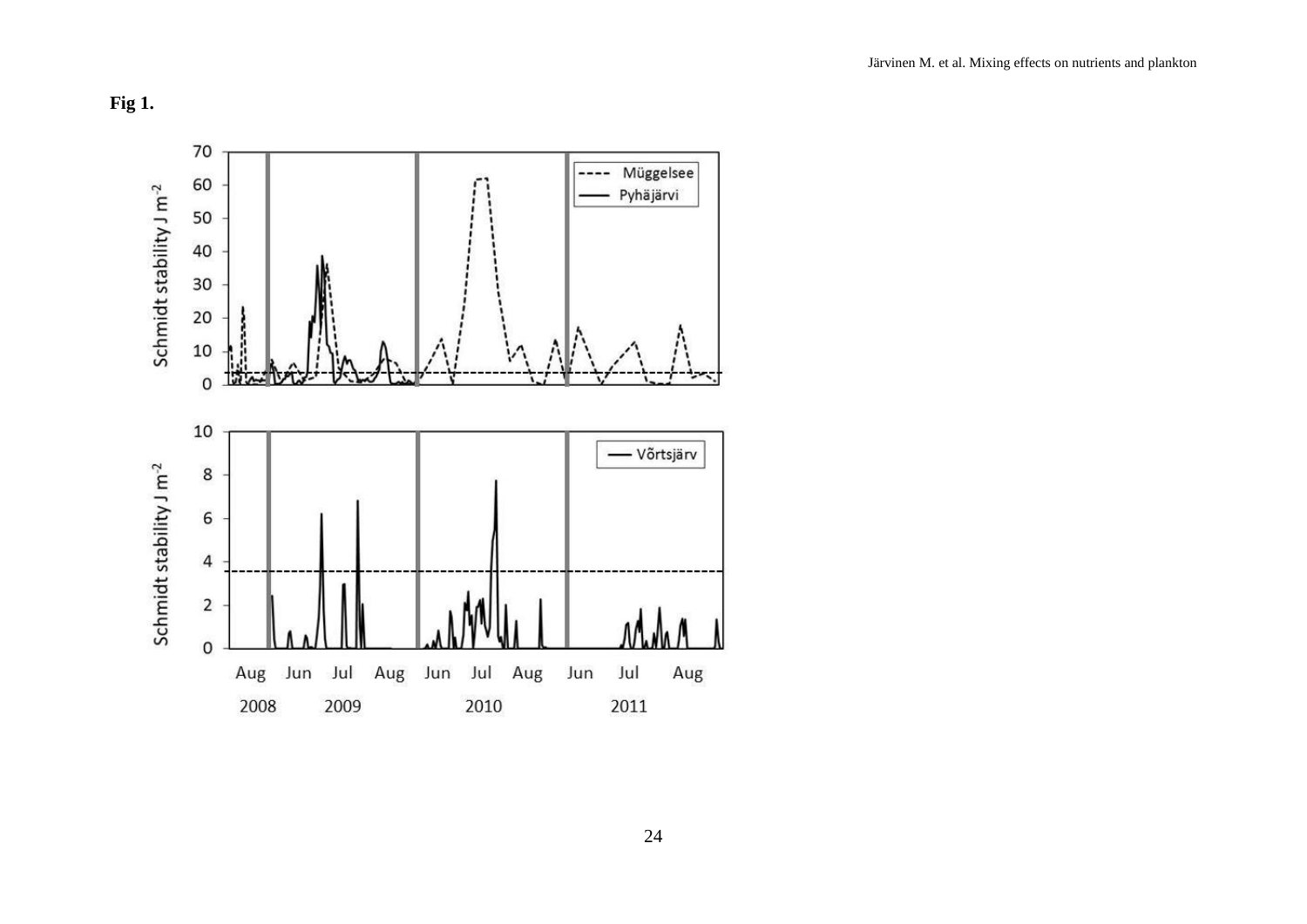**Fig 1.**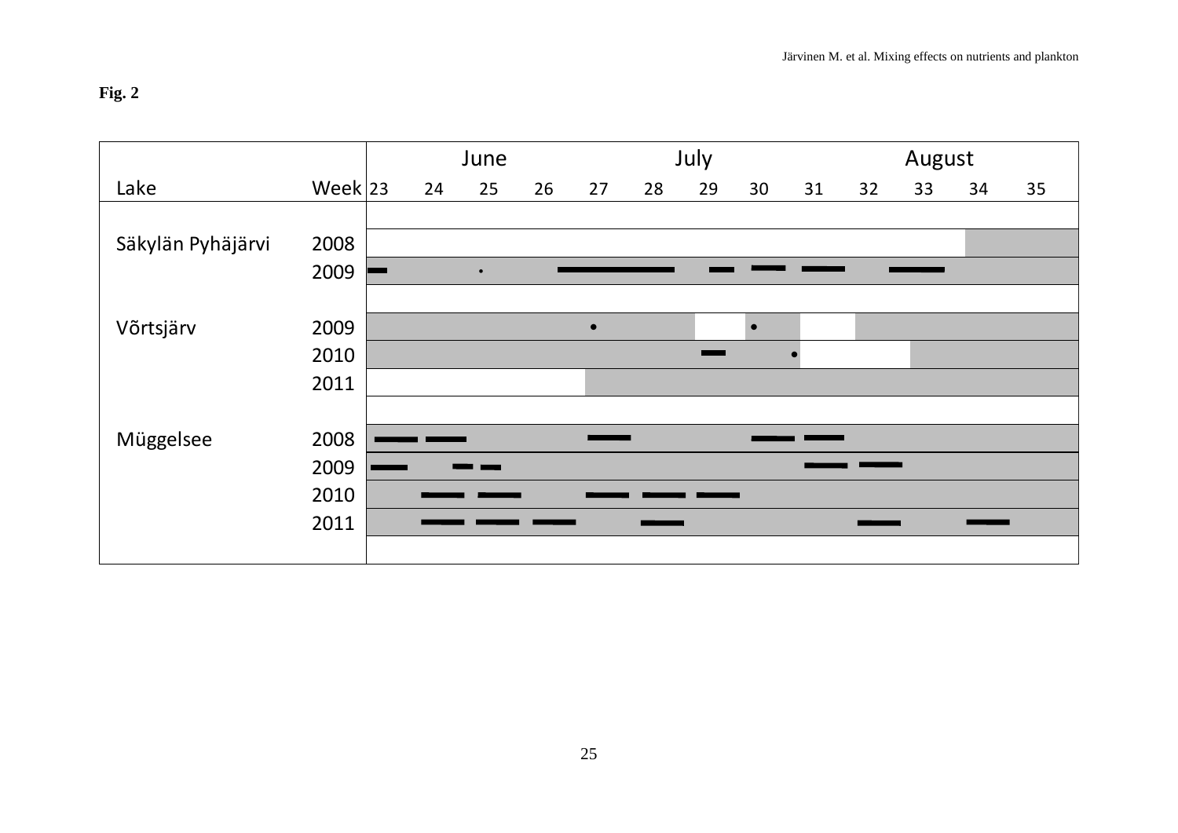**Fig. 2**

| Lake | Week | 23 | 24 | 25 | 26 | 27 | 28 | 29 | 30 | 31 | 32 | 33 | 34 | 35 |
|---|---|---|---|---|---|---|---|---|---|---|---|---|---|---|
| | | | | June | | | | July | | | | August | | |
| Säkylän Pyhäjärvi | 2008 | | | | | | | | | | | | | |
| | 2009 | | | | | | | | | | | | | |
| Võrtsjärv | 2009 | | | | | | | | | | | | | |
| | 2010 | | | | | | | | | | | | | |
| | 2011 | | | | | | | | | | | | | |
| Müggelsee | 2008 | | | | | | | | | | | | | |
| | 2009 | | | | | | | | | | | | | |
| | 2010 | | | | | | | | | | | | | |
| | 2011 | | | | | | | | | | | | | |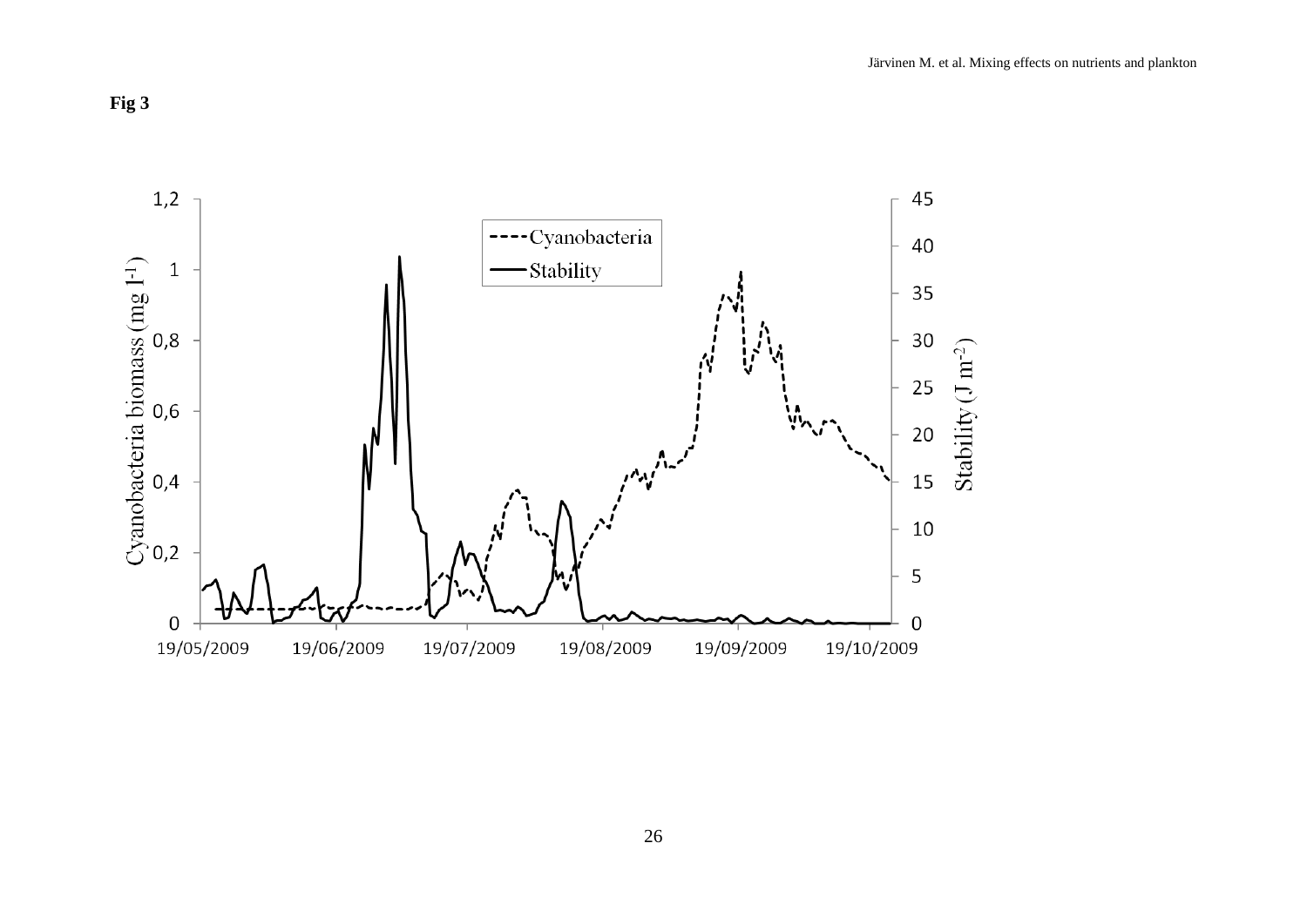**Fig 3**

Cyanobacteria biomass (mg l$^{-1}$)

1,2
1
0,8
0,6
0,4
0,2
0

Stability (J m$^{-2}$)

45
40
35
30
25
20
15
10
5
0

Cyanobacteria
Stability

19/05/2009
19/06/2009
19/07/2009
19/08/2009
19/09/2009
19/10/2009